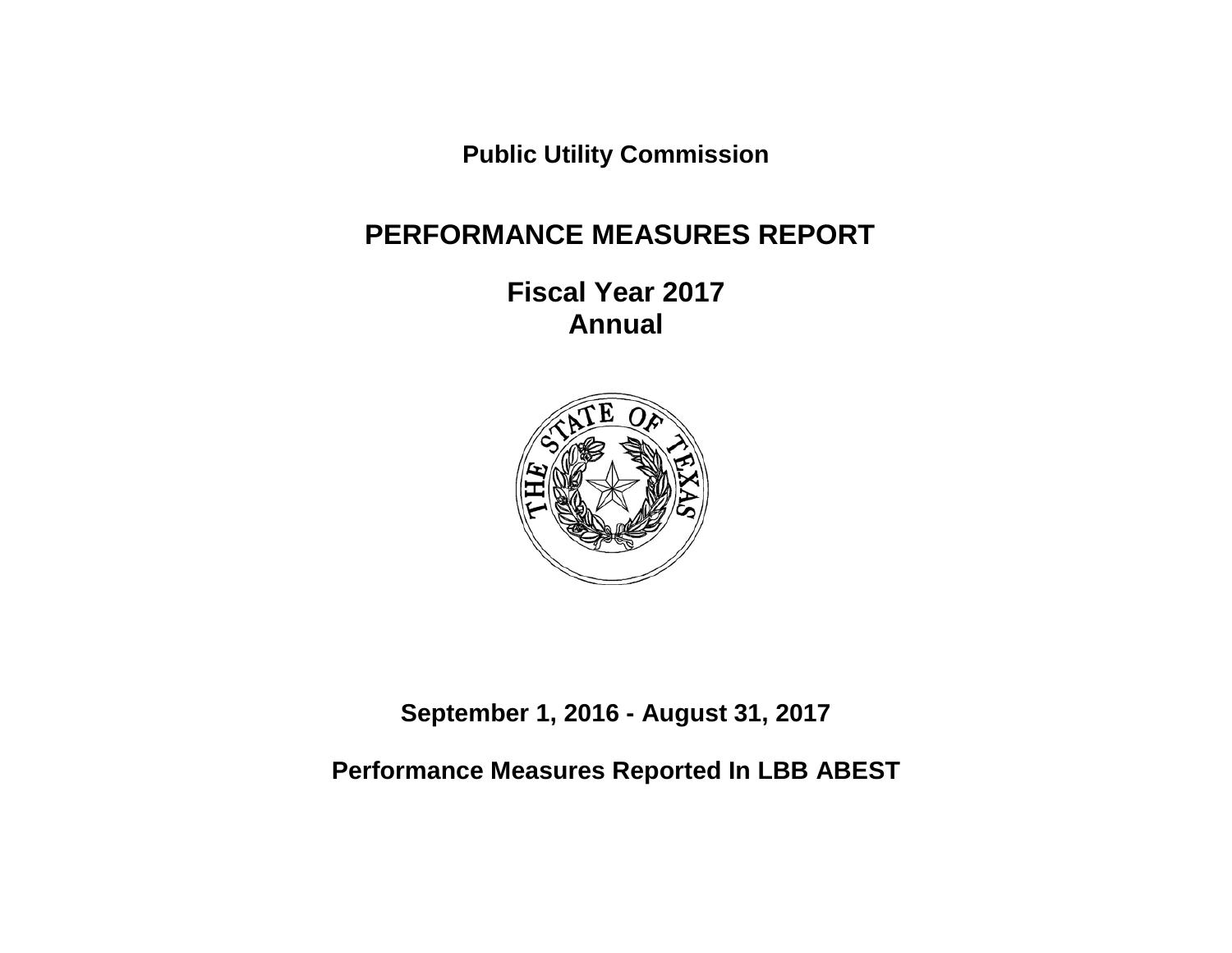**Public Utility Commission**

# PERFORMANCE MEASURES REPORT

## Fiscal Year 2017
## Annual

**September 1, 2016 - August 31, 2017**

**Performance Measures Reported In LBB ABEST**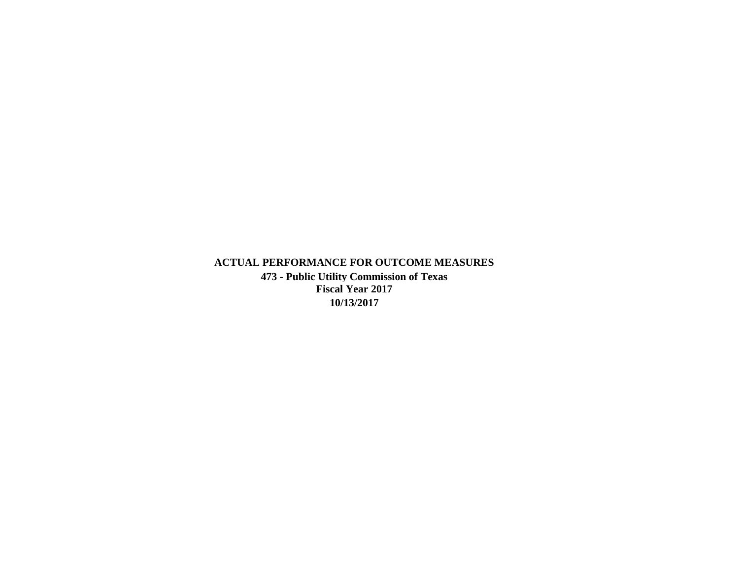# ACTUAL PERFORMANCE FOR OUTCOME MEASURES

## 473 - Public Utility Commission of Texas

## Fiscal Year 2017

## 10/13/2017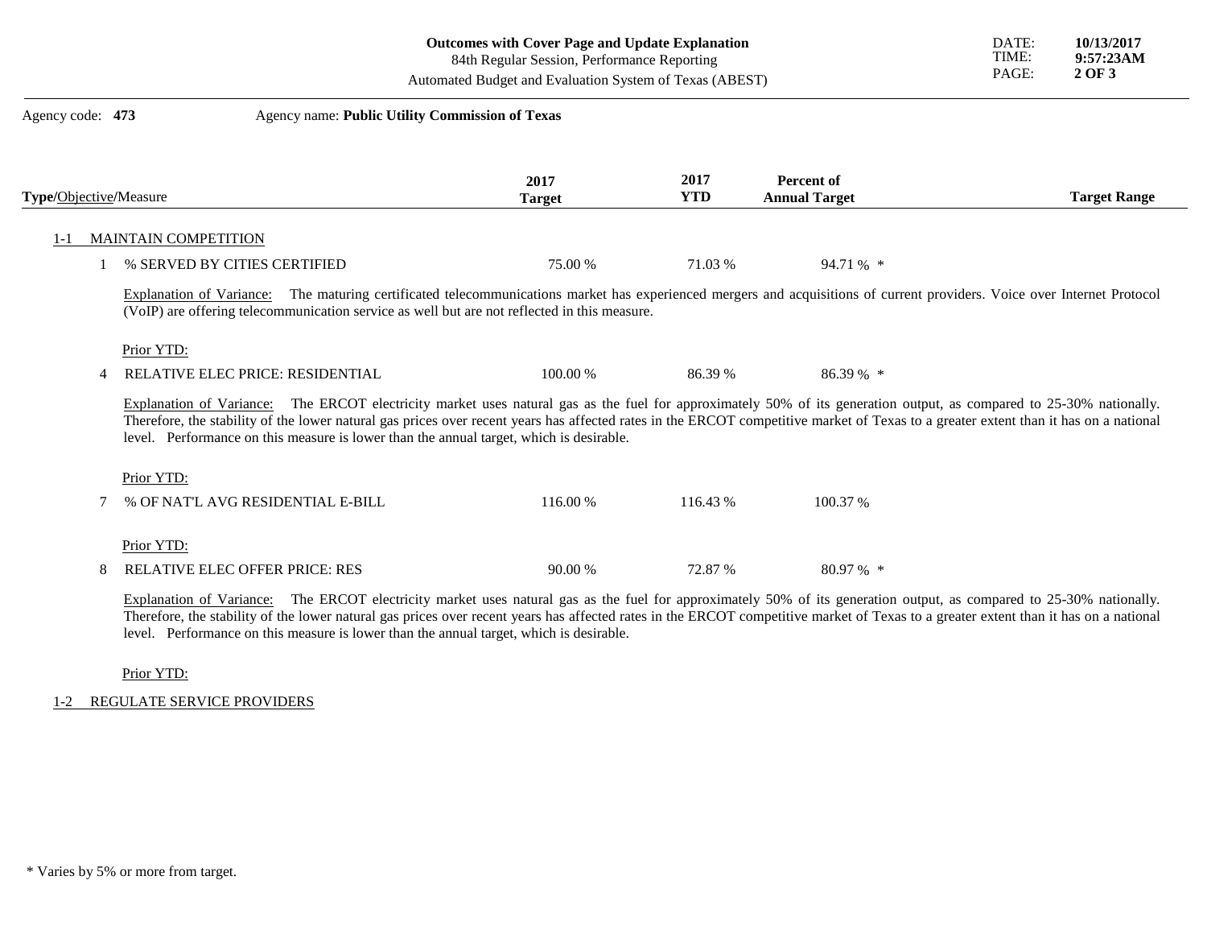**Outcomes with Cover Page and Update Explanation**
84th Regular Session, Performance Reporting
Automated Budget and Evaluation System of Texas (ABEST)

DATE: **10/13/2017**
TIME: **9:57:23AM**

Agency code: **473** Agency name: **Public Utility Commission of Texas**

| **Type**/Objective/Measure | 2017 Target | 2017 YTD | Percent of Annual Target | Target Range |
|---|---|---|---|---|
| **1-1 MAINTAIN COMPETITION** | | | | |
| 1 % SERVED BY CITIES CERTIFIED | 75.00 % | 71.03 % | 94.71 % * | |

Explanation of Variance: The maturing certificated telecommunications market has experienced mergers and acquisitions of current providers. Voice over Internet Protocol (VoIP) are offering telecommunication service as well but are not reflected in this measure.

Prior YTD:

| **Type**/Objective/Measure | 2017 Target | 2017 YTD | Percent of Annual Target | Target Range |
|---|---|---|---|---|
| 4 RELATIVE ELEC PRICE: RESIDENTIAL | 100.00 % | 86.39 % | 86.39 % * | |

Explanation of Variance: The ERCOT electricity market uses natural gas as the fuel for approximately 50% of its generation output, as compared to 25-30% nationally. Therefore, the stability of the lower natural gas prices over recent years has affected rates in the ERCOT competitive market of Texas to a greater extent than it has on a national level. Performance on this measure is lower than the annual target, which is desirable.

Prior YTD:

| **Type**/Objective/Measure | 2017 Target | 2017 YTD | Percent of Annual Target | Target Range |
|---|---|---|---|---|
| 7 % OF NAT'L AVG RESIDENTIAL E-BILL | 116.00 % | 116.43 % | 100.37 % | |

Prior YTD:

| **Type**/Objective/Measure | 2017 Target | 2017 YTD | Percent of Annual Target | Target Range |
|---|---|---|---|---|
| 8 RELATIVE ELEC OFFER PRICE: RES | 90.00 % | 72.87 % | 80.97 % * | |

Explanation of Variance: The ERCOT electricity market uses natural gas as the fuel for approximately 50% of its generation output, as compared to 25-30% nationally. Therefore, the stability of the lower natural gas prices over recent years has affected rates in the ERCOT competitive market of Texas to a greater extent than it has on a national level. Performance on this measure is lower than the annual target, which is desirable.

Prior YTD:

**1-2 REGULATE SERVICE PROVIDERS**

* Varies by 5% or more from target.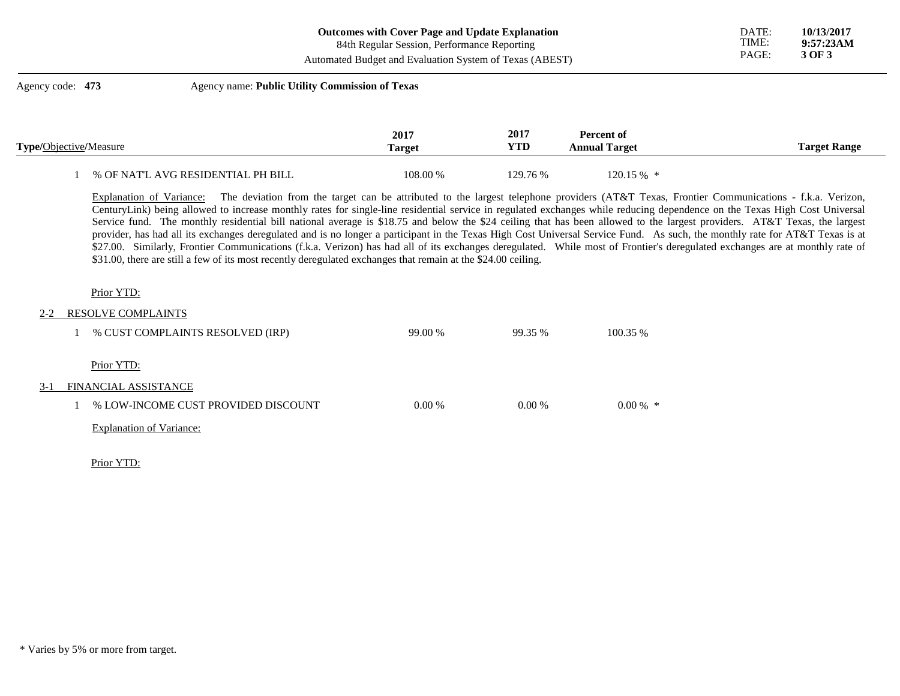**Outcomes with Cover Page and Update Explanation**
84th Regular Session, Performance Reporting
Automated Budget and Evaluation System of Texas (ABEST)

DATE: **10/13/2017**
TIME: **9:57:23AM**

Agency code: **473** Agency name: **Public Utility Commission of Texas**

| **Type**/Objective/Measure | **2017 Target** | **2017 YTD** | **Percent of Annual Target** | **Target Range** |
|---|---|---|---|---|
| 1 % OF NAT'L AVG RESIDENTIAL PH BILL | 108.00 % | 129.76 % | 120.15 % * | |

Explanation of Variance: The deviation from the target can be attributed to the largest telephone providers (AT&T Texas, Frontier Communications - f.k.a. Verizon, CenturyLink) being allowed to increase monthly rates for single-line residential service in regulated exchanges while reducing dependence on the Texas High Cost Universal Service fund. The monthly residential bill national average is $18.75 and below the $24 ceiling that has been allowed to the largest providers. AT&T Texas, the largest provider, has had all its exchanges deregulated and is no longer a participant in the Texas High Cost Universal Service Fund. As such, the monthly rate for AT&T Texas is at $27.00. Similarly, Frontier Communications (f.k.a. Verizon) has had all of its exchanges deregulated. While most of Frontier's deregulated exchanges are at monthly rate of $31.00, there are still a few of its most recently deregulated exchanges that remain at the $24.00 ceiling.

Prior YTD:

2-2 RESOLVE COMPLAINTS

| **Type**/Objective/Measure | **2017 Target** | **2017 YTD** | **Percent of Annual Target** | **Target Range** |
|---|---|---|---|---|
| 1 % CUST COMPLAINTS RESOLVED (IRP) | 99.00 % | 99.35 % | 100.35 % | |

Prior YTD:

3-1 FINANCIAL ASSISTANCE

| **Type**/Objective/Measure | **2017 Target** | **2017 YTD** | **Percent of Annual Target** | **Target Range** |
|---|---|---|---|---|
| 1 % LOW-INCOME CUST PROVIDED DISCOUNT | 0.00 % | 0.00 % | 0.00 % * | |

Explanation of Variance:

Prior YTD:

\* Varies by 5% or more from target.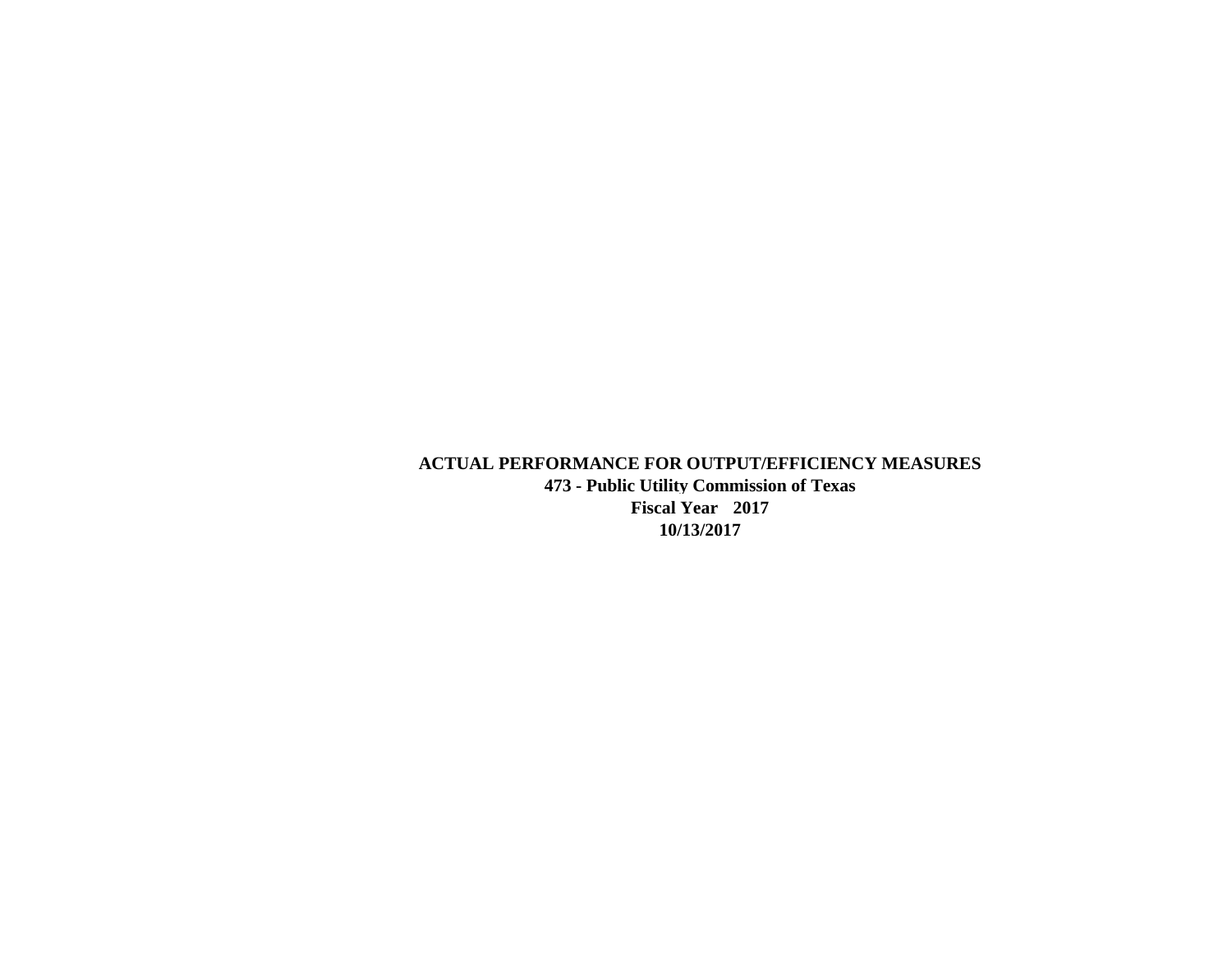# ACTUAL PERFORMANCE FOR OUTPUT/EFFICIENCY MEASURES

**473 - Public Utility Commission of Texas**

**Fiscal Year 2017**

**10/13/2017**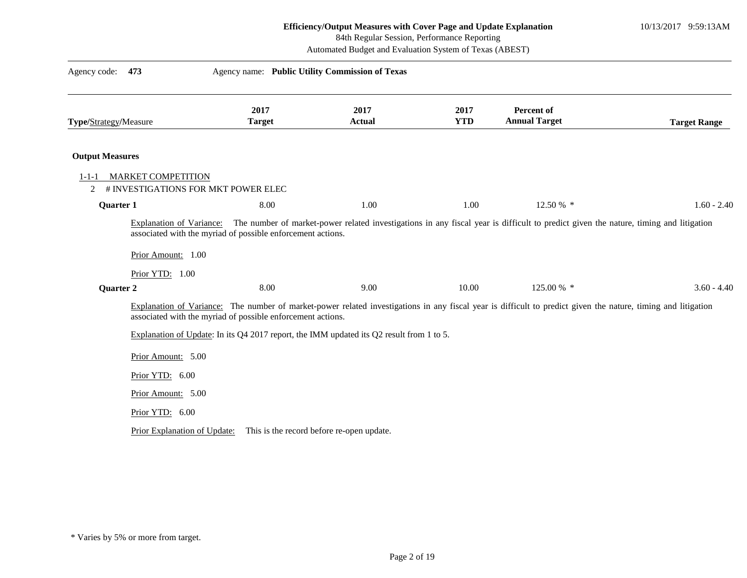**Efficiency/Output Measures with Cover Page and Update Explanation**
84th Regular Session, Performance Reporting
Automated Budget and Evaluation System of Texas (ABEST)

10/13/2017 9:59:13AM

Agency code: **473** Agency name: **Public Utility Commission of Texas**

| **Type/**Strategy**/**Measure | 2017 Target | 2017 Actual | 2017 YTD | Percent of Annual Target | Target Range |
|---|---|---|---|---|---|

**Output Measures**

1-1-1 MARKET COMPETITION

2 # INVESTIGATIONS FOR MKT POWER ELEC

| | 2017 Target | 2017 Actual | 2017 YTD | Percent of Annual Target | Target Range |
|---|---|---|---|---|---|
| **Quarter 1** | 8.00 | 1.00 | 1.00 | 12.50 % * | 1.60 - 2.40 |

Explanation of Variance: The number of market-power related investigations in any fiscal year is difficult to predict given the nature, timing and litigation associated with the myriad of possible enforcement actions.

Prior Amount: 1.00

Prior YTD: 1.00

| | 2017 Target | 2017 Actual | 2017 YTD | Percent of Annual Target | Target Range |
|---|---|---|---|---|---|
| **Quarter 2** | 8.00 | 9.00 | 10.00 | 125.00 % * | 3.60 - 4.40 |

Explanation of Variance: The number of market-power related investigations in any fiscal year is difficult to predict given the nature, timing and litigation associated with the myriad of possible enforcement actions.

Explanation of Update: In its Q4 2017 report, the IMM updated its Q2 result from 1 to 5.

Prior Amount: 5.00

Prior YTD: 6.00

Prior Amount: 5.00

Prior YTD: 6.00

Prior Explanation of Update: This is the record before re-open update.

\* Varies by 5% or more from target.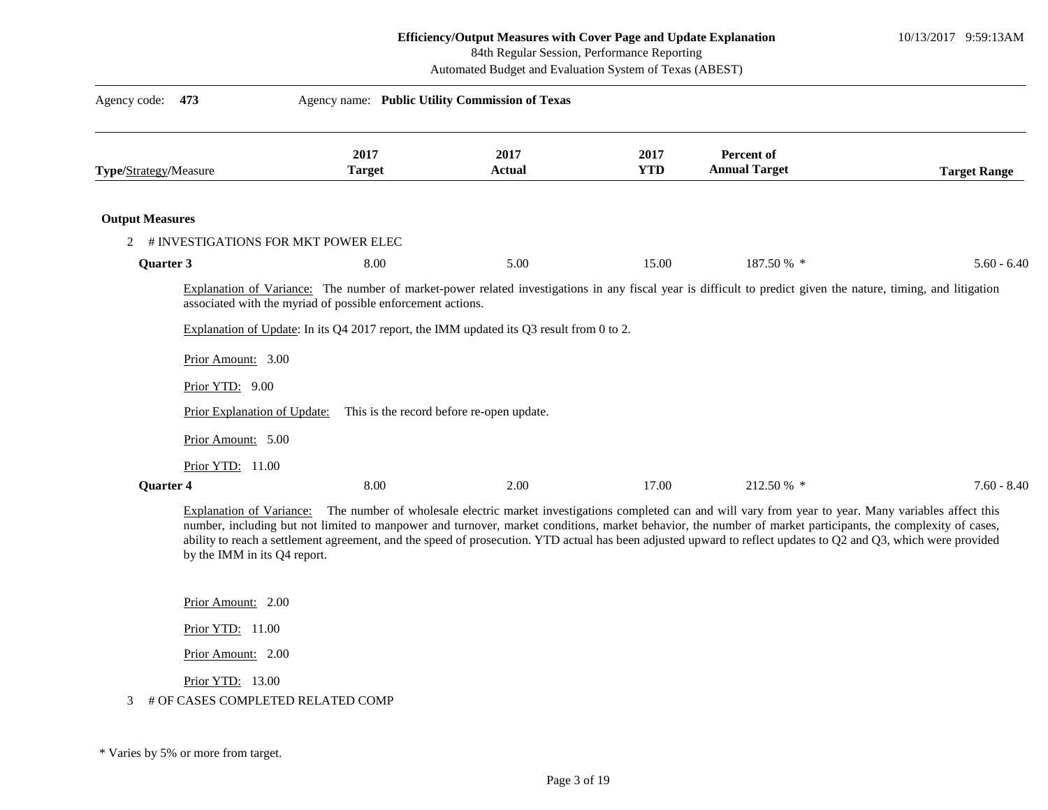**Efficiency/Output Measures with Cover Page and Update Explanation**
84th Regular Session, Performance Reporting
Automated Budget and Evaluation System of Texas (ABEST)

10/13/2017 9:59:13AM

Agency code: **473** Agency name: **Public Utility Commission of Texas**

| Type/Strategy/Measure | 2017 Target | 2017 Actual | 2017 YTD | Percent of Annual Target | Target Range |
|---|---|---|---|---|---|

**Output Measures**

2 # INVESTIGATIONS FOR MKT POWER ELEC

| | 2017 Target | 2017 Actual | 2017 YTD | Percent of Annual Target | Target Range |
|---|---|---|---|---|---|
| **Quarter 3** | 8.00 | 5.00 | 15.00 | 187.50 % * | 5.60 - 6.40 |

Explanation of Variance: The number of market-power related investigations in any fiscal year is difficult to predict given the nature, timing, and litigation associated with the myriad of possible enforcement actions.

Explanation of Update: In its Q4 2017 report, the IMM updated its Q3 result from 0 to 2.

Prior Amount: 3.00

Prior YTD: 9.00

Prior Explanation of Update: This is the record before re-open update.

Prior Amount: 5.00

Prior YTD: 11.00

| | 2017 Target | 2017 Actual | 2017 YTD | Percent of Annual Target | Target Range |
|---|---|---|---|---|---|
| **Quarter 4** | 8.00 | 2.00 | 17.00 | 212.50 % * | 7.60 - 8.40 |

Explanation of Variance: The number of wholesale electric market investigations completed can and will vary from year to year. Many variables affect this number, including but not limited to manpower and turnover, market conditions, market behavior, the number of market participants, the complexity of cases, ability to reach a settlement agreement, and the speed of prosecution. YTD actual has been adjusted upward to reflect updates to Q2 and Q3, which were provided by the IMM in its Q4 report.

Prior Amount: 2.00

Prior YTD: 11.00

Prior Amount: 2.00

Prior YTD: 13.00

3 # OF CASES COMPLETED RELATED COMP

\* Varies by 5% or more from target.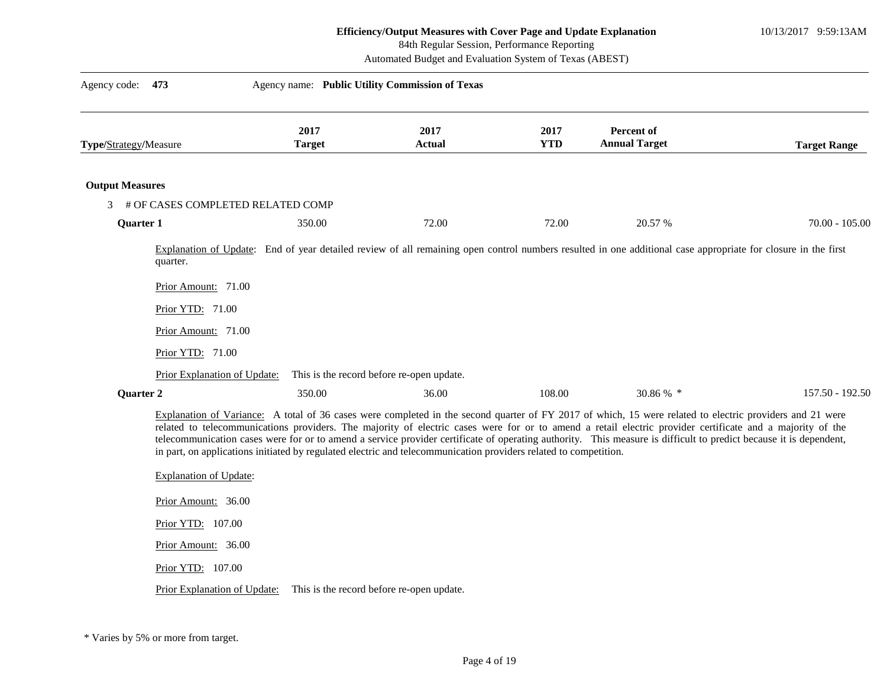**Efficiency/Output Measures with Cover Page and Update Explanation**
84th Regular Session, Performance Reporting
Automated Budget and Evaluation System of Texas (ABEST)

10/13/2017 9:59:13AM

Agency code: **473** Agency name: **Public Utility Commission of Texas**

| **Type**/Strategy/Measure | 2017 Target | 2017 Actual | 2017 YTD | Percent of Annual Target | Target Range |
|---|---|---|---|---|---|

**Output Measures**

3 # OF CASES COMPLETED RELATED COMP

| | 2017 Target | 2017 Actual | 2017 YTD | Percent of Annual Target | Target Range |
|---|---|---|---|---|---|
| **Quarter 1** | 350.00 | 72.00 | 72.00 | 20.57 % | 70.00 - 105.00 |

Explanation of Update: End of year detailed review of all remaining open control numbers resulted in one additional case appropriate for closure in the first quarter.

Prior Amount: 71.00

Prior YTD: 71.00

Prior Amount: 71.00

Prior YTD: 71.00

Prior Explanation of Update: This is the record before re-open update.

| | 2017 Target | 2017 Actual | 2017 YTD | Percent of Annual Target | Target Range |
|---|---|---|---|---|---|
| **Quarter 2** | 350.00 | 36.00 | 108.00 | 30.86 % * | 157.50 - 192.50 |

Explanation of Variance: A total of 36 cases were completed in the second quarter of FY 2017 of which, 15 were related to electric providers and 21 were related to telecommunications providers. The majority of electric cases were for or to amend a retail electric provider certificate and a majority of the telecommunication cases were for or to amend a service provider certificate of operating authority. This measure is difficult to predict because it is dependent, in part, on applications initiated by regulated electric and telecommunication providers related to competition.

Explanation of Update:

Prior Amount: 36.00

Prior YTD: 107.00

Prior Amount: 36.00

Prior YTD: 107.00

Prior Explanation of Update: This is the record before re-open update.

\* Varies by 5% or more from target.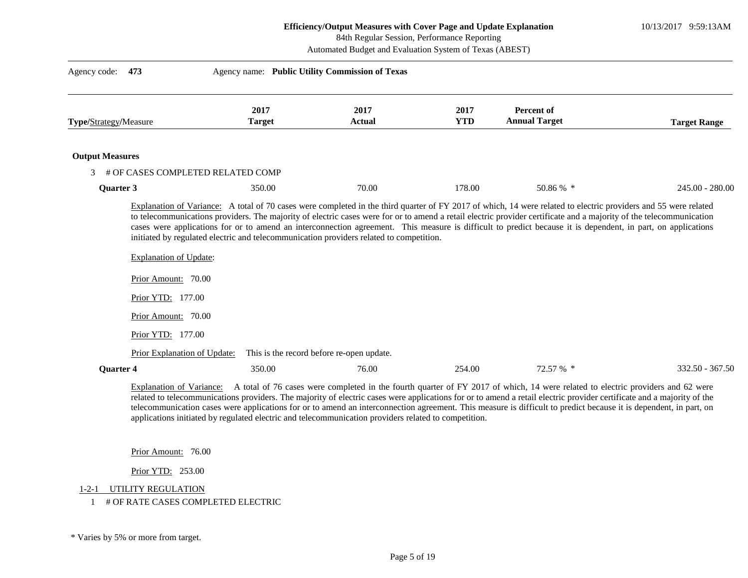Agency code: **473** Agency name: **Public Utility Commission of Texas**

| Type/Strategy/Measure | 2017 Target | 2017 Actual | 2017 YTD | Percent of Annual Target | Target Range |
|---|---|---|---|---|---|

**Output Measures**

3 # OF CASES COMPLETED RELATED COMP

| | 2017 Target | 2017 Actual | 2017 YTD | Percent of Annual Target | Target Range |
|---|---|---|---|---|---|
| **Quarter 3** | 350.00 | 70.00 | 178.00 | 50.86 % * | 245.00 - 280.00 |

Explanation of Variance: A total of 70 cases were completed in the third quarter of FY 2017 of which, 14 were related to electric providers and 55 were related to telecommunications providers. The majority of electric cases were for or to amend a retail electric provider certificate and a majority of the telecommunication cases were applications for or to amend an interconnection agreement. This measure is difficult to predict because it is dependent, in part, on applications initiated by regulated electric and telecommunication providers related to competition.

Explanation of Update:

Prior Amount: 70.00

Prior YTD: 177.00

Prior Amount: 70.00

Prior YTD: 177.00

Prior Explanation of Update: This is the record before re-open update.

| | 2017 Target | 2017 Actual | 2017 YTD | Percent of Annual Target | Target Range |
|---|---|---|---|---|---|
| **Quarter 4** | 350.00 | 76.00 | 254.00 | 72.57 % * | 332.50 - 367.50 |

Explanation of Variance: A total of 76 cases were completed in the fourth quarter of FY 2017 of which, 14 were related to electric providers and 62 were related to telecommunications providers. The majority of electric cases were applications for or to amend a retail electric provider certificate and a majority of the telecommunication cases were applications for or to amend an interconnection agreement. This measure is difficult to predict because it is dependent, in part, on applications initiated by regulated electric and telecommunication providers related to competition.

Prior Amount: 76.00

Prior YTD: 253.00

1-2-1 UTILITY REGULATION

1 # OF RATE CASES COMPLETED ELECTRIC

\* Varies by 5% or more from target.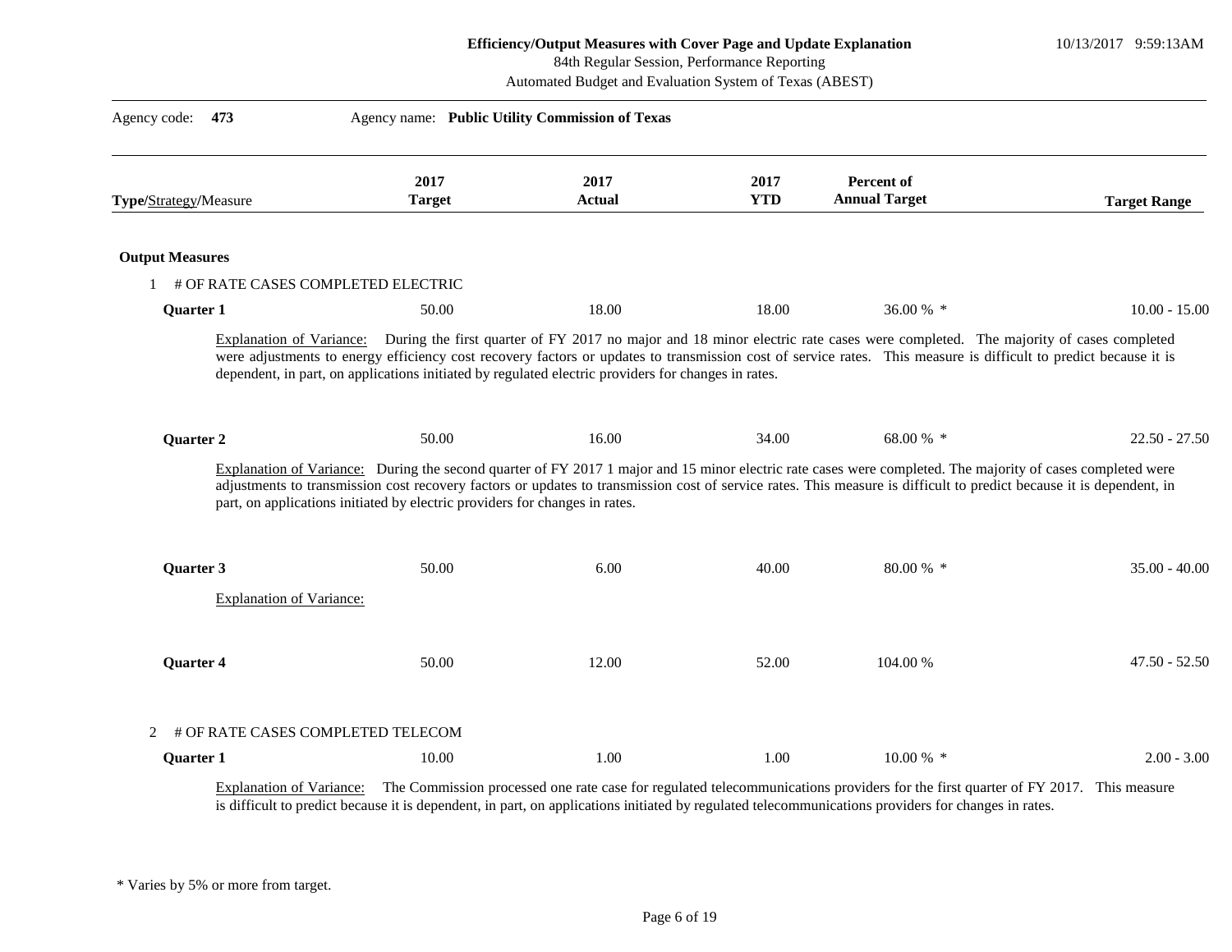**Efficiency/Output Measures with Cover Page and Update Explanation**
84th Regular Session, Performance Reporting
Automated Budget and Evaluation System of Texas (ABEST)

10/13/2017 9:59:13AM

Agency code: **473** Agency name: **Public Utility Commission of Texas**

| Type/Strategy/Measure | 2017 Target | 2017 Actual | 2017 YTD | Percent of Annual Target | Target Range |
|---|---|---|---|---|---|

**Output Measures**

1 # OF RATE CASES COMPLETED ELECTRIC

| | 2017 Target | 2017 Actual | 2017 YTD | Percent of Annual Target | Target Range |
|---|---|---|---|---|---|
| **Quarter 1** | 50.00 | 18.00 | 18.00 | 36.00 % * | 10.00 - 15.00 |

Explanation of Variance: During the first quarter of FY 2017 no major and 18 minor electric rate cases were completed. The majority of cases completed were adjustments to energy efficiency cost recovery factors or updates to transmission cost of service rates. This measure is difficult to predict because it is dependent, in part, on applications initiated by regulated electric providers for changes in rates.

| | 2017 Target | 2017 Actual | 2017 YTD | Percent of Annual Target | Target Range |
|---|---|---|---|---|---|
| **Quarter 2** | 50.00 | 16.00 | 34.00 | 68.00 % * | 22.50 - 27.50 |

Explanation of Variance: During the second quarter of FY 2017 1 major and 15 minor electric rate cases were completed. The majority of cases completed were adjustments to transmission cost recovery factors or updates to transmission cost of service rates. This measure is difficult to predict because it is dependent, in part, on applications initiated by electric providers for changes in rates.

| | 2017 Target | 2017 Actual | 2017 YTD | Percent of Annual Target | Target Range |
|---|---|---|---|---|---|
| **Quarter 3** | 50.00 | 6.00 | 40.00 | 80.00 % * | 35.00 - 40.00 |

Explanation of Variance:

| | 2017 Target | 2017 Actual | 2017 YTD | Percent of Annual Target | Target Range |
|---|---|---|---|---|---|
| **Quarter 4** | 50.00 | 12.00 | 52.00 | 104.00 % | 47.50 - 52.50 |

2 # OF RATE CASES COMPLETED TELECOM

| | 2017 Target | 2017 Actual | 2017 YTD | Percent of Annual Target | Target Range |
|---|---|---|---|---|---|
| **Quarter 1** | 10.00 | 1.00 | 1.00 | 10.00 % * | 2.00 - 3.00 |

Explanation of Variance: The Commission processed one rate case for regulated telecommunications providers for the first quarter of FY 2017. This measure is difficult to predict because it is dependent, in part, on applications initiated by regulated telecommunications providers for changes in rates.

\* Varies by 5% or more from target.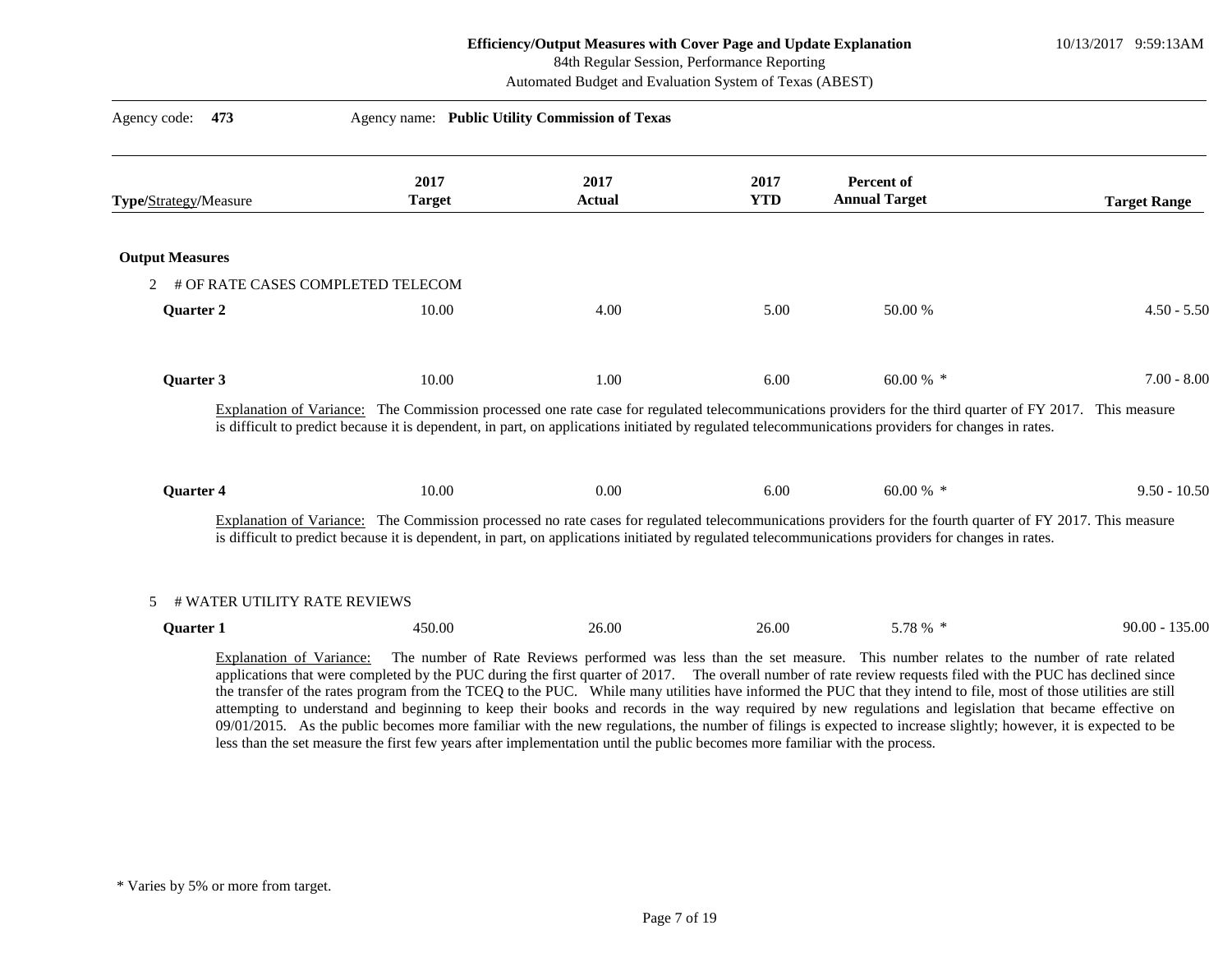**Efficiency/Output Measures with Cover Page and Update Explanation**
84th Regular Session, Performance Reporting
Automated Budget and Evaluation System of Texas (ABEST)

10/13/2017 9:59:13AM

Agency code: **473** Agency name: **Public Utility Commission of Texas**

| **Type**/Strategy/Measure | 2017 Target | 2017 Actual | 2017 YTD | Percent of Annual Target | Target Range |
|---|---|---|---|---|---|
| **Output Measures** | | | | | |
| 2 # OF RATE CASES COMPLETED TELECOM | | | | | |
| **Quarter 2** | 10.00 | 4.00 | 5.00 | 50.00 % | 4.50 - 5.50 |
| **Quarter 3** | 10.00 | 1.00 | 6.00 | 60.00 % * | 7.00 - 8.00 |

Explanation of Variance: The Commission processed one rate case for regulated telecommunications providers for the third quarter of FY 2017. This measure is difficult to predict because it is dependent, in part, on applications initiated by regulated telecommunications providers for changes in rates.

| **Type**/Strategy/Measure | 2017 Target | 2017 Actual | 2017 YTD | Percent of Annual Target | Target Range |
|---|---|---|---|---|---|
| **Quarter 4** | 10.00 | 0.00 | 6.00 | 60.00 % * | 9.50 - 10.50 |

Explanation of Variance: The Commission processed no rate cases for regulated telecommunications providers for the fourth quarter of FY 2017. This measure is difficult to predict because it is dependent, in part, on applications initiated by regulated telecommunications providers for changes in rates.

| **Type**/Strategy/Measure | 2017 Target | 2017 Actual | 2017 YTD | Percent of Annual Target | Target Range |
|---|---|---|---|---|---|
| 5 # WATER UTILITY RATE REVIEWS | | | | | |
| **Quarter 1** | 450.00 | 26.00 | 26.00 | 5.78 % * | 90.00 - 135.00 |

Explanation of Variance: The number of Rate Reviews performed was less than the set measure. This number relates to the number of rate related applications that were completed by the PUC during the first quarter of 2017. The overall number of rate review requests filed with the PUC has declined since the transfer of the rates program from the TCEQ to the PUC. While many utilities have informed the PUC that they intend to file, most of those utilities are still attempting to understand and beginning to keep their books and records in the way required by new regulations and legislation that became effective on 09/01/2015. As the public becomes more familiar with the new regulations, the number of filings is expected to increase slightly; however, it is expected to be less than the set measure the first few years after implementation until the public becomes more familiar with the process.

* Varies by 5% or more from target.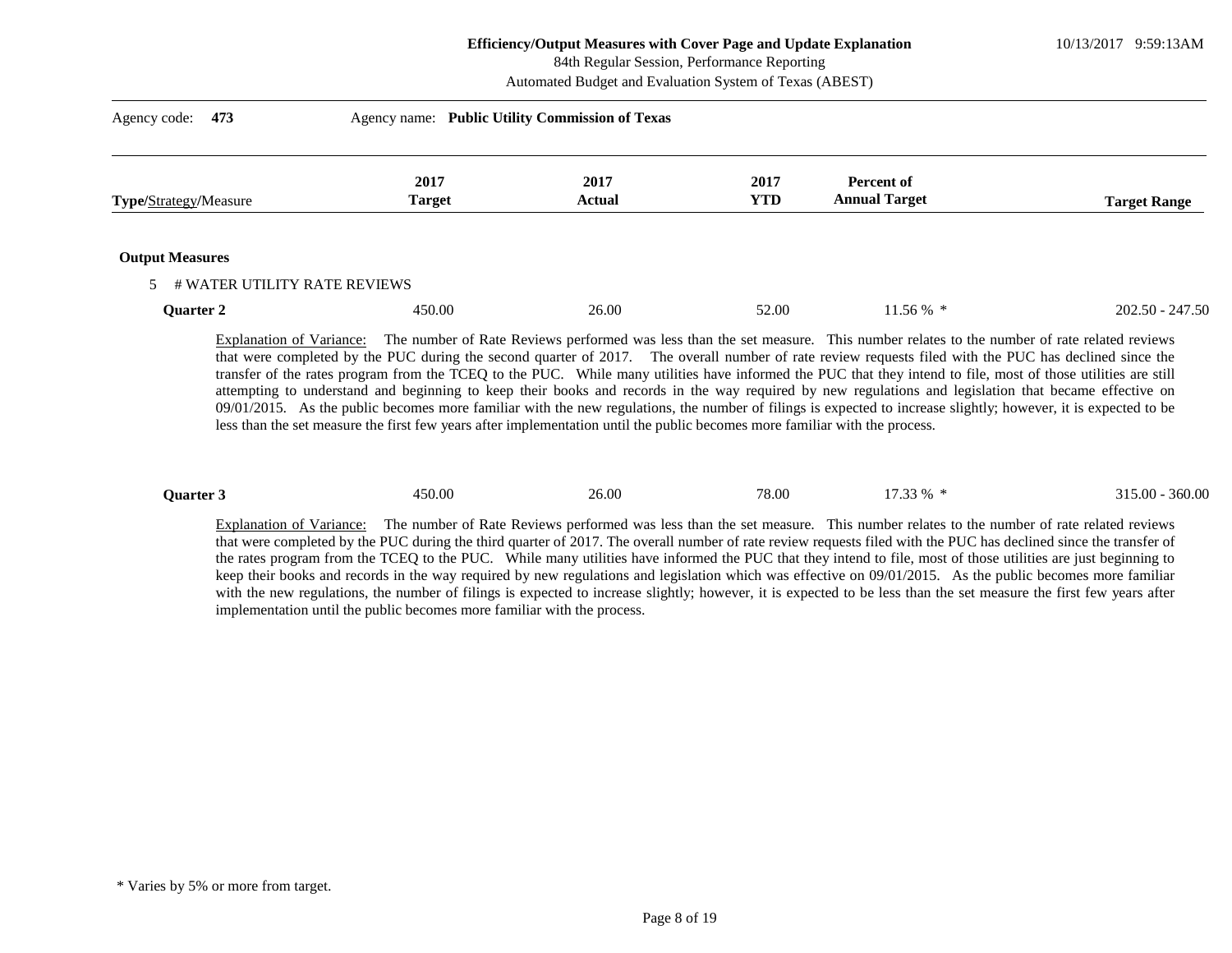Agency code: **473** Agency name: **Public Utility Commission of Texas**

| **Type**/Strategy/Measure | 2017 Target | 2017 Actual | 2017 YTD | Percent of Annual Target | Target Range |
|---|---|---|---|---|---|

**Output Measures**

5 # WATER UTILITY RATE REVIEWS

| | 2017 Target | 2017 Actual | 2017 YTD | Percent of Annual Target | Target Range |
|---|---|---|---|---|---|
| **Quarter 2** | 450.00 | 26.00 | 52.00 | 11.56 % * | 202.50 - 247.50 |

Explanation of Variance: The number of Rate Reviews performed was less than the set measure. This number relates to the number of rate related reviews that were completed by the PUC during the second quarter of 2017. The overall number of rate review requests filed with the PUC has declined since the transfer of the rates program from the TCEQ to the PUC. While many utilities have informed the PUC that they intend to file, most of those utilities are still attempting to understand and beginning to keep their books and records in the way required by new regulations and legislation that became effective on 09/01/2015. As the public becomes more familiar with the new regulations, the number of filings is expected to increase slightly; however, it is expected to be less than the set measure the first few years after implementation until the public becomes more familiar with the process.

| | 2017 Target | 2017 Actual | 2017 YTD | Percent of Annual Target | Target Range |
|---|---|---|---|---|---|
| **Quarter 3** | 450.00 | 26.00 | 78.00 | 17.33 % * | 315.00 - 360.00 |

Explanation of Variance: The number of Rate Reviews performed was less than the set measure. This number relates to the number of rate related reviews that were completed by the PUC during the third quarter of 2017. The overall number of rate review requests filed with the PUC has declined since the transfer of the rates program from the TCEQ to the PUC. While many utilities have informed the PUC that they intend to file, most of those utilities are just beginning to keep their books and records in the way required by new regulations and legislation which was effective on 09/01/2015. As the public becomes more familiar with the new regulations, the number of filings is expected to increase slightly; however, it is expected to be less than the set measure the first few years after implementation until the public becomes more familiar with the process.

* Varies by 5% or more from target.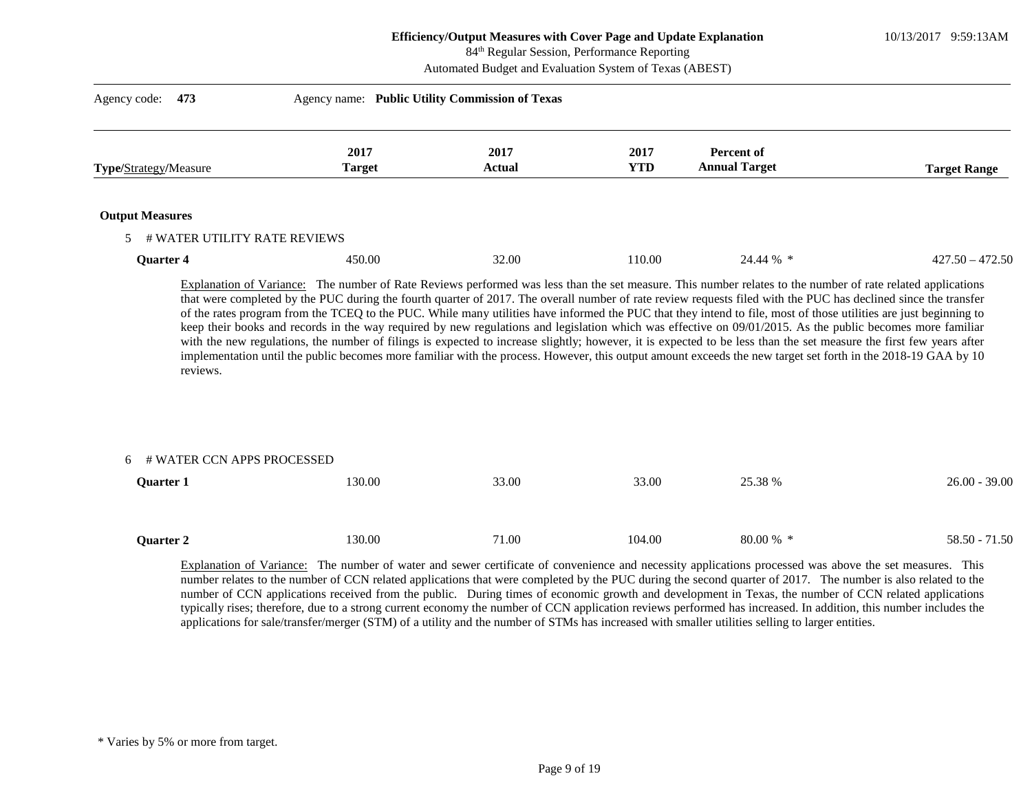**Efficiency/Output Measures with Cover Page and Update Explanation**
84th Regular Session, Performance Reporting
Automated Budget and Evaluation System of Texas (ABEST)

10/13/2017 9:59:13AM

Agency code: **473** Agency name: **Public Utility Commission of Texas**

| **Type/**Strategy/Measure | **2017 Target** | **2017 Actual** | **2017 YTD** | **Percent of Annual Target** | **Target Range** |
|---|---|---|---|---|---|
| **Output Measures** | | | | | |
| 5 # WATER UTILITY RATE REVIEWS | | | | | |
| **Quarter 4** | 450.00 | 32.00 | 110.00 | 24.44 % * | 427.50 – 472.50 |

Explanation of Variance: The number of Rate Reviews performed was less than the set measure. This number relates to the number of rate related applications that were completed by the PUC during the fourth quarter of 2017. The overall number of rate review requests filed with the PUC has declined since the transfer of the rates program from the TCEQ to the PUC. While many utilities have informed the PUC that they intend to file, most of those utilities are just beginning to keep their books and records in the way required by new regulations and legislation which was effective on 09/01/2015. As the public becomes more familiar with the new regulations, the number of filings is expected to increase slightly; however, it is expected to be less than the set measure the first few years after implementation until the public becomes more familiar with the process. However, this output amount exceeds the new target set forth in the 2018-19 GAA by 10 reviews.

| **Type/**Strategy/Measure | **2017 Target** | **2017 Actual** | **2017 YTD** | **Percent of Annual Target** | **Target Range** |
|---|---|---|---|---|---|
| 6 # WATER CCN APPS PROCESSED | | | | | |
| **Quarter 1** | 130.00 | 33.00 | 33.00 | 25.38 % | 26.00 - 39.00 |
| **Quarter 2** | 130.00 | 71.00 | 104.00 | 80.00 % * | 58.50 - 71.50 |

Explanation of Variance: The number of water and sewer certificate of convenience and necessity applications processed was above the set measures. This number relates to the number of CCN related applications that were completed by the PUC during the second quarter of 2017. The number is also related to the number of CCN applications received from the public. During times of economic growth and development in Texas, the number of CCN related applications typically rises; therefore, due to a strong current economy the number of CCN application reviews performed has increased. In addition, this number includes the applications for sale/transfer/merger (STM) of a utility and the number of STMs has increased with smaller utilities selling to larger entities.

* Varies by 5% or more from target.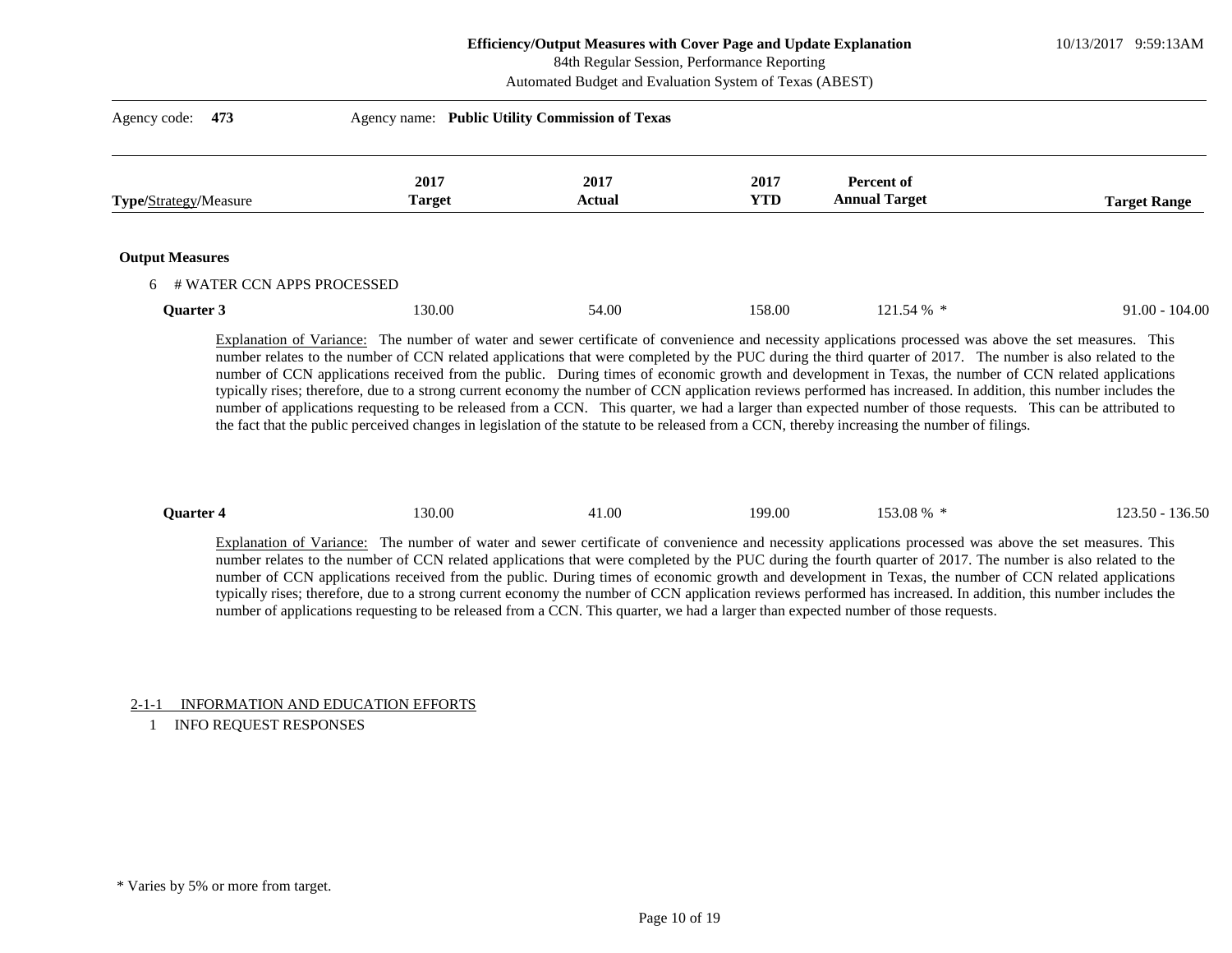Agency code: **473** Agency name: **Public Utility Commission of Texas**

| **Type**/Strategy/Measure | **2017 Target** | **2017 Actual** | **2017 YTD** | **Percent of Annual Target** | **Target Range** |
|---|---|---|---|---|---|
| **Output Measures** | | | | | |
| 6 # WATER CCN APPS PROCESSED | | | | | |
| **Quarter 3** | 130.00 | 54.00 | 158.00 | 121.54 % * | 91.00 - 104.00 |

Explanation of Variance: The number of water and sewer certificate of convenience and necessity applications processed was above the set measures. This number relates to the number of CCN related applications that were completed by the PUC during the third quarter of 2017. The number is also related to the number of CCN applications received from the public. During times of economic growth and development in Texas, the number of CCN related applications typically rises; therefore, due to a strong current economy the number of CCN application reviews performed has increased. In addition, this number includes the number of applications requesting to be released from a CCN. This quarter, we had a larger than expected number of those requests. This can be attributed to the fact that the public perceived changes in legislation of the statute to be released from a CCN, thereby increasing the number of filings.

| **Type**/Strategy/Measure | **2017 Target** | **2017 Actual** | **2017 YTD** | **Percent of Annual Target** | **Target Range** |
|---|---|---|---|---|---|
| **Quarter 4** | 130.00 | 41.00 | 199.00 | 153.08 % * | 123.50 - 136.50 |

Explanation of Variance: The number of water and sewer certificate of convenience and necessity applications processed was above the set measures. This number relates to the number of CCN related applications that were completed by the PUC during the fourth quarter of 2017. The number is also related to the number of CCN applications received from the public. During times of economic growth and development in Texas, the number of CCN related applications typically rises; therefore, due to a strong current economy the number of CCN application reviews performed has increased. In addition, this number includes the number of applications requesting to be released from a CCN. This quarter, we had a larger than expected number of those requests.

2-1-1 INFORMATION AND EDUCATION EFFORTS

1 INFO REQUEST RESPONSES

* Varies by 5% or more from target.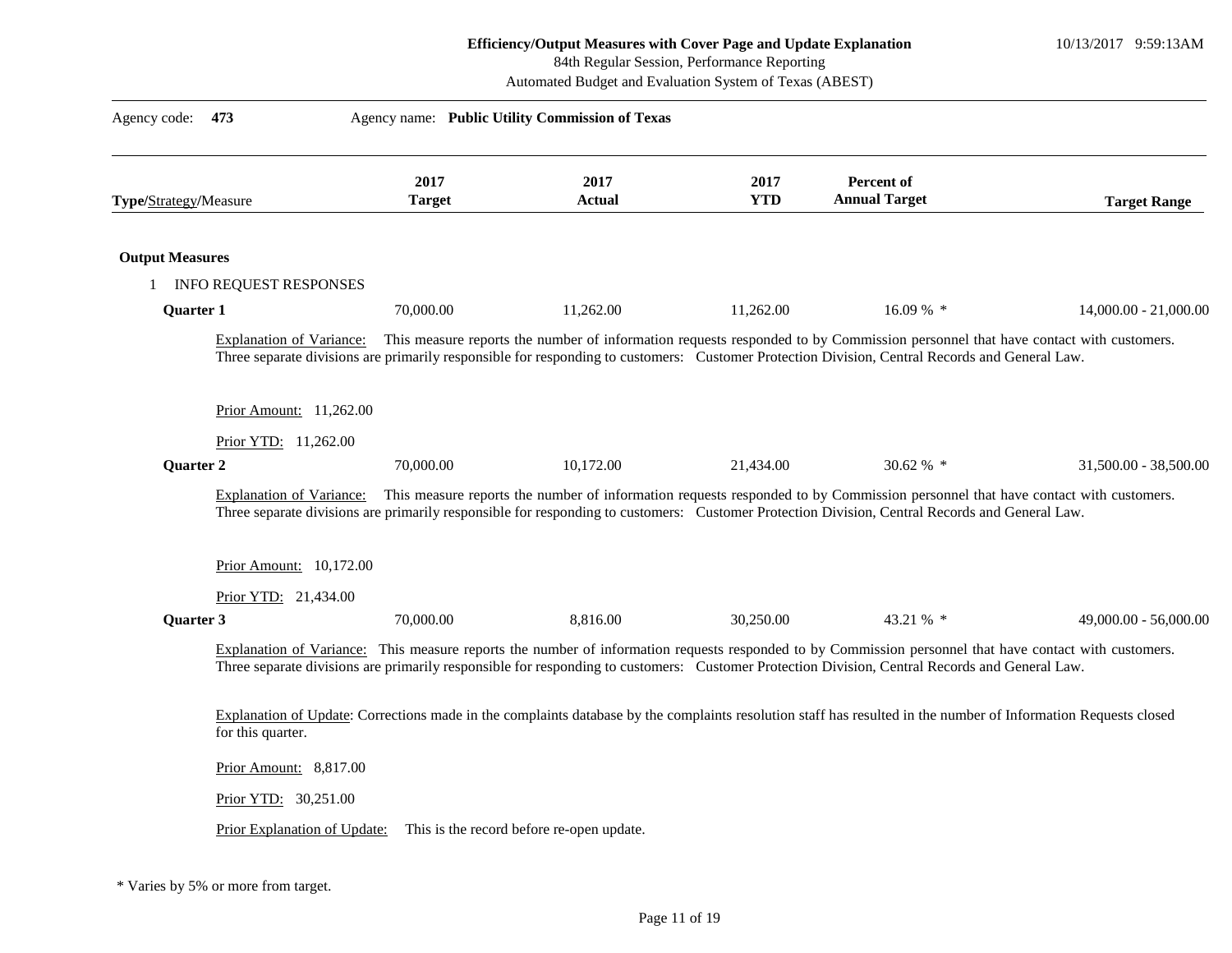**Efficiency/Output Measures with Cover Page and Update Explanation**
84th Regular Session, Performance Reporting
Automated Budget and Evaluation System of Texas (ABEST)

10/13/2017 9:59:13AM

Agency code: **473** Agency name: **Public Utility Commission of Texas**

| **Type**/Strategy/Measure | **2017 Target** | **2017 Actual** | **2017 YTD** | **Percent of Annual Target** | **Target Range** |
|---|---|---|---|---|---|
| **Output Measures** | | | | | |
| 1 INFO REQUEST RESPONSES | | | | | |
| **Quarter 1** | 70,000.00 | 11,262.00 | 11,262.00 | 16.09 % * | 14,000.00 - 21,000.00 |

Explanation of Variance: This measure reports the number of information requests responded to by Commission personnel that have contact with customers. Three separate divisions are primarily responsible for responding to customers: Customer Protection Division, Central Records and General Law.

Prior Amount: 11,262.00

Prior YTD: 11,262.00

| **Type**/Strategy/Measure | **2017 Target** | **2017 Actual** | **2017 YTD** | **Percent of Annual Target** | **Target Range** |
|---|---|---|---|---|---|
| **Quarter 2** | 70,000.00 | 10,172.00 | 21,434.00 | 30.62 % * | 31,500.00 - 38,500.00 |

Explanation of Variance: This measure reports the number of information requests responded to by Commission personnel that have contact with customers. Three separate divisions are primarily responsible for responding to customers: Customer Protection Division, Central Records and General Law.

Prior Amount: 10,172.00

Prior YTD: 21,434.00

| **Type**/Strategy/Measure | **2017 Target** | **2017 Actual** | **2017 YTD** | **Percent of Annual Target** | **Target Range** |
|---|---|---|---|---|---|
| **Quarter 3** | 70,000.00 | 8,816.00 | 30,250.00 | 43.21 % * | 49,000.00 - 56,000.00 |

Explanation of Variance: This measure reports the number of information requests responded to by Commission personnel that have contact with customers. Three separate divisions are primarily responsible for responding to customers: Customer Protection Division, Central Records and General Law.

Explanation of Update: Corrections made in the complaints database by the complaints resolution staff has resulted in the number of Information Requests closed for this quarter.

Prior Amount: 8,817.00

Prior YTD: 30,251.00

Prior Explanation of Update: This is the record before re-open update.

\* Varies by 5% or more from target.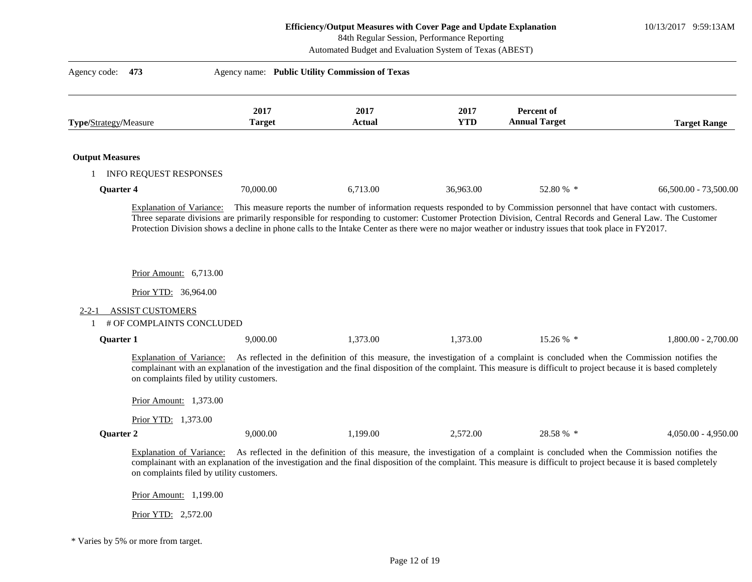**Efficiency/Output Measures with Cover Page and Update Explanation**
84th Regular Session, Performance Reporting
Automated Budget and Evaluation System of Texas (ABEST)

10/13/2017 9:59:13AM

Agency code: **473** Agency name: **Public Utility Commission of Texas**

| **Type**/Strategy/Measure | **2017 Target** | **2017 Actual** | **2017 YTD** | **Percent of Annual Target** | **Target Range** |
|---|---|---|---|---|---|
| **Output Measures** | | | | | |
| 1 INFO REQUEST RESPONSES | | | | | |
| **Quarter 4** | 70,000.00 | 6,713.00 | 36,963.00 | 52.80 % * | 66,500.00 - 73,500.00 |

Explanation of Variance: This measure reports the number of information requests responded to by Commission personnel that have contact with customers. Three separate divisions are primarily responsible for responding to customer: Customer Protection Division, Central Records and General Law. The Customer Protection Division shows a decline in phone calls to the Intake Center as there were no major weather or industry issues that took place in FY2017.

Prior Amount: 6,713.00

Prior YTD: 36,964.00

2-2-1 ASSIST CUSTOMERS

1 # OF COMPLAINTS CONCLUDED

| | **2017 Target** | **2017 Actual** | **2017 YTD** | **Percent of Annual Target** | **Target Range** |
|---|---|---|---|---|---|
| **Quarter 1** | 9,000.00 | 1,373.00 | 1,373.00 | 15.26 % * | 1,800.00 - 2,700.00 |

Explanation of Variance: As reflected in the definition of this measure, the investigation of a complaint is concluded when the Commission notifies the complainant with an explanation of the investigation and the final disposition of the complaint. This measure is difficult to project because it is based completely on complaints filed by utility customers.

Prior Amount: 1,373.00

Prior YTD: 1,373.00

| | **2017 Target** | **2017 Actual** | **2017 YTD** | **Percent of Annual Target** | **Target Range** |
|---|---|---|---|---|---|
| **Quarter 2** | 9,000.00 | 1,199.00 | 2,572.00 | 28.58 % * | 4,050.00 - 4,950.00 |

Explanation of Variance: As reflected in the definition of this measure, the investigation of a complaint is concluded when the Commission notifies the complainant with an explanation of the investigation and the final disposition of the complaint. This measure is difficult to project because it is based completely on complaints filed by utility customers.

Prior Amount: 1,199.00

Prior YTD: 2,572.00

* Varies by 5% or more from target.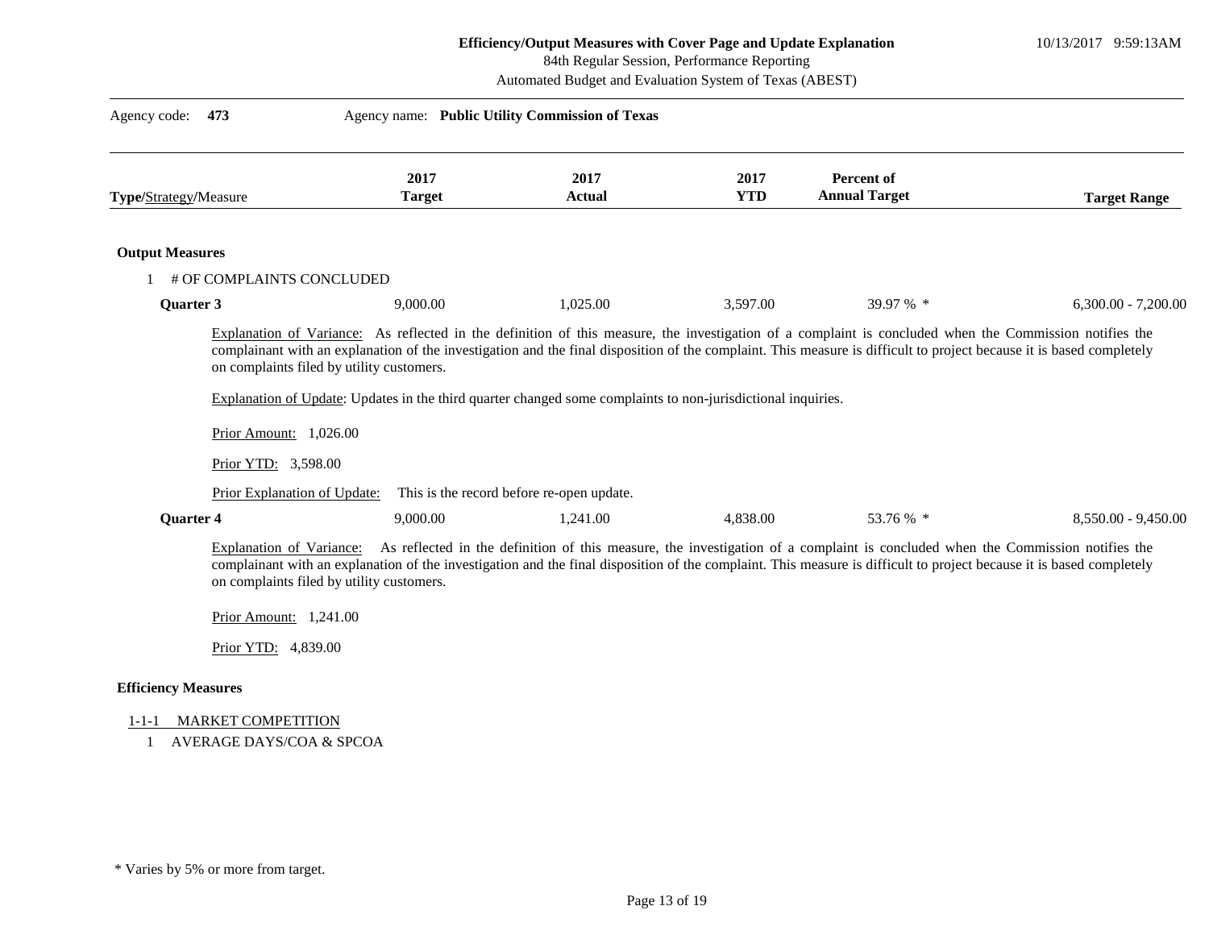**Efficiency/Output Measures with Cover Page and Update Explanation**
84th Regular Session, Performance Reporting
Automated Budget and Evaluation System of Texas (ABEST)

10/13/2017 9:59:13AM

Agency code: **473** Agency name: **Public Utility Commission of Texas**

| **Type**/Strategy/Measure | 2017 Target | 2017 Actual | 2017 YTD | Percent of Annual Target | Target Range |
|---|---|---|---|---|---|

**Output Measures**

1 # OF COMPLAINTS CONCLUDED

| | 2017 Target | 2017 Actual | 2017 YTD | Percent of Annual Target | Target Range |
|---|---|---|---|---|---|
| **Quarter 3** | 9,000.00 | 1,025.00 | 3,597.00 | 39.97 % * | 6,300.00 - 7,200.00 |

Explanation of Variance: As reflected in the definition of this measure, the investigation of a complaint is concluded when the Commission notifies the complainant with an explanation of the investigation and the final disposition of the complaint. This measure is difficult to project because it is based completely on complaints filed by utility customers.

Explanation of Update: Updates in the third quarter changed some complaints to non-jurisdictional inquiries.

Prior Amount: 1,026.00

Prior YTD: 3,598.00

Prior Explanation of Update: This is the record before re-open update.

| | 2017 Target | 2017 Actual | 2017 YTD | Percent of Annual Target | Target Range |
|---|---|---|---|---|---|
| **Quarter 4** | 9,000.00 | 1,241.00 | 4,838.00 | 53.76 % * | 8,550.00 - 9,450.00 |

Explanation of Variance: As reflected in the definition of this measure, the investigation of a complaint is concluded when the Commission notifies the complainant with an explanation of the investigation and the final disposition of the complaint. This measure is difficult to project because it is based completely on complaints filed by utility customers.

Prior Amount: 1,241.00

Prior YTD: 4,839.00

**Efficiency Measures**

1-1-1 MARKET COMPETITION

1 AVERAGE DAYS/COA & SPCOA

* Varies by 5% or more from target.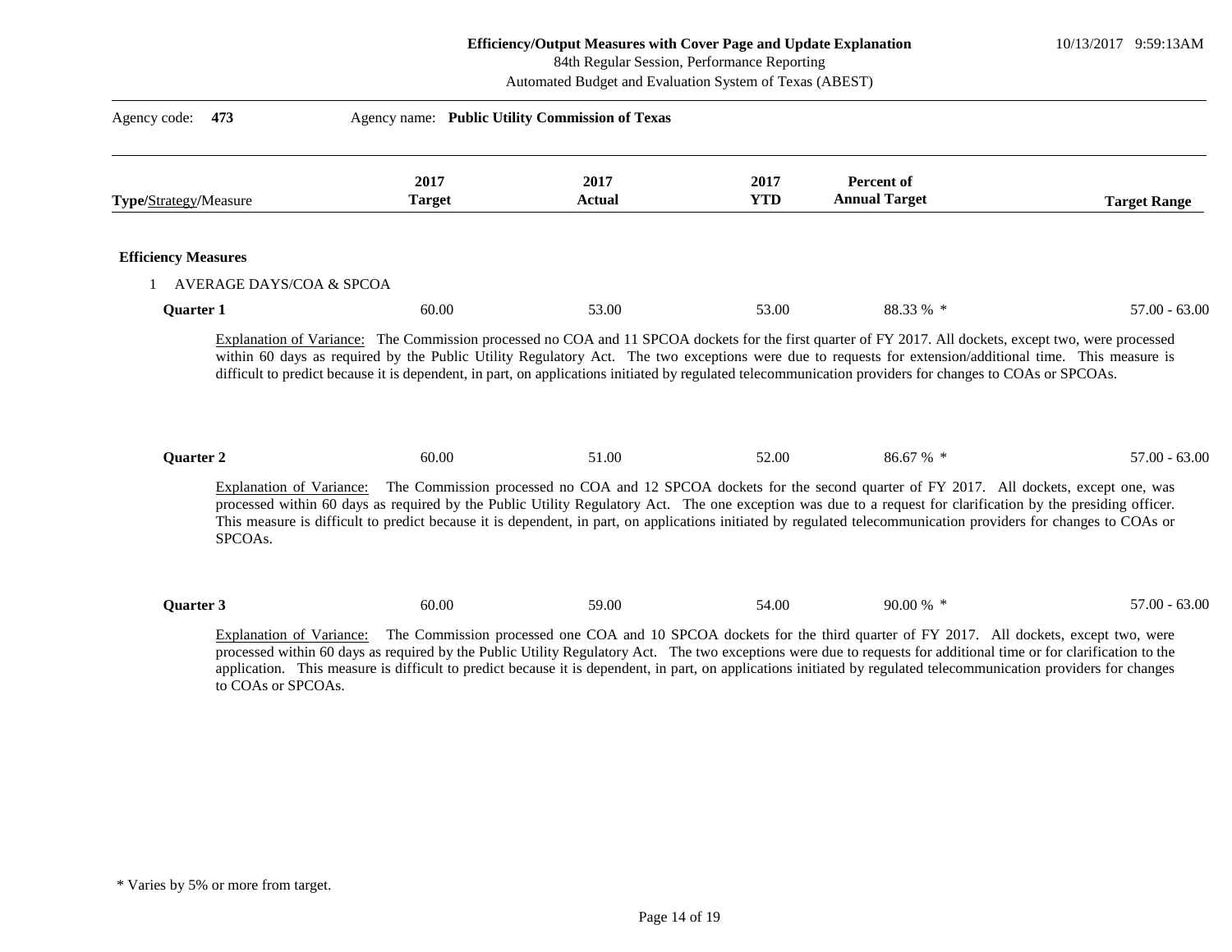**Efficiency/Output Measures with Cover Page and Update Explanation**
84th Regular Session, Performance Reporting
Automated Budget and Evaluation System of Texas (ABEST)

10/13/2017 9:59:13AM

Agency code: **473** Agency name: **Public Utility Commission of Texas**

| **Type**/Strategy/Measure | 2017 Target | 2017 Actual | 2017 YTD | Percent of Annual Target | Target Range |
|---|---|---|---|---|---|
| **Efficiency Measures** | | | | | |
| 1 AVERAGE DAYS/COA & SPCOA | | | | | |
| **Quarter 1** | 60.00 | 53.00 | 53.00 | 88.33 % * | 57.00 - 63.00 |

Explanation of Variance: The Commission processed no COA and 11 SPCOA dockets for the first quarter of FY 2017. All dockets, except two, were processed within 60 days as required by the Public Utility Regulatory Act. The two exceptions were due to requests for extension/additional time. This measure is difficult to predict because it is dependent, in part, on applications initiated by regulated telecommunication providers for changes to COAs or SPCOAs.

| **Type**/Strategy/Measure | 2017 Target | 2017 Actual | 2017 YTD | Percent of Annual Target | Target Range |
|---|---|---|---|---|---|
| **Quarter 2** | 60.00 | 51.00 | 52.00 | 86.67 % * | 57.00 - 63.00 |

Explanation of Variance: The Commission processed no COA and 12 SPCOA dockets for the second quarter of FY 2017. All dockets, except one, was processed within 60 days as required by the Public Utility Regulatory Act. The one exception was due to a request for clarification by the presiding officer. This measure is difficult to predict because it is dependent, in part, on applications initiated by regulated telecommunication providers for changes to COAs or SPCOAs.

| **Type**/Strategy/Measure | 2017 Target | 2017 Actual | 2017 YTD | Percent of Annual Target | Target Range |
|---|---|---|---|---|---|
| **Quarter 3** | 60.00 | 59.00 | 54.00 | 90.00 % * | 57.00 - 63.00 |

Explanation of Variance: The Commission processed one COA and 10 SPCOA dockets for the third quarter of FY 2017. All dockets, except two, were processed within 60 days as required by the Public Utility Regulatory Act. The two exceptions were due to requests for additional time or for clarification to the application. This measure is difficult to predict because it is dependent, in part, on applications initiated by regulated telecommunication providers for changes to COAs or SPCOAs.

\* Varies by 5% or more from target.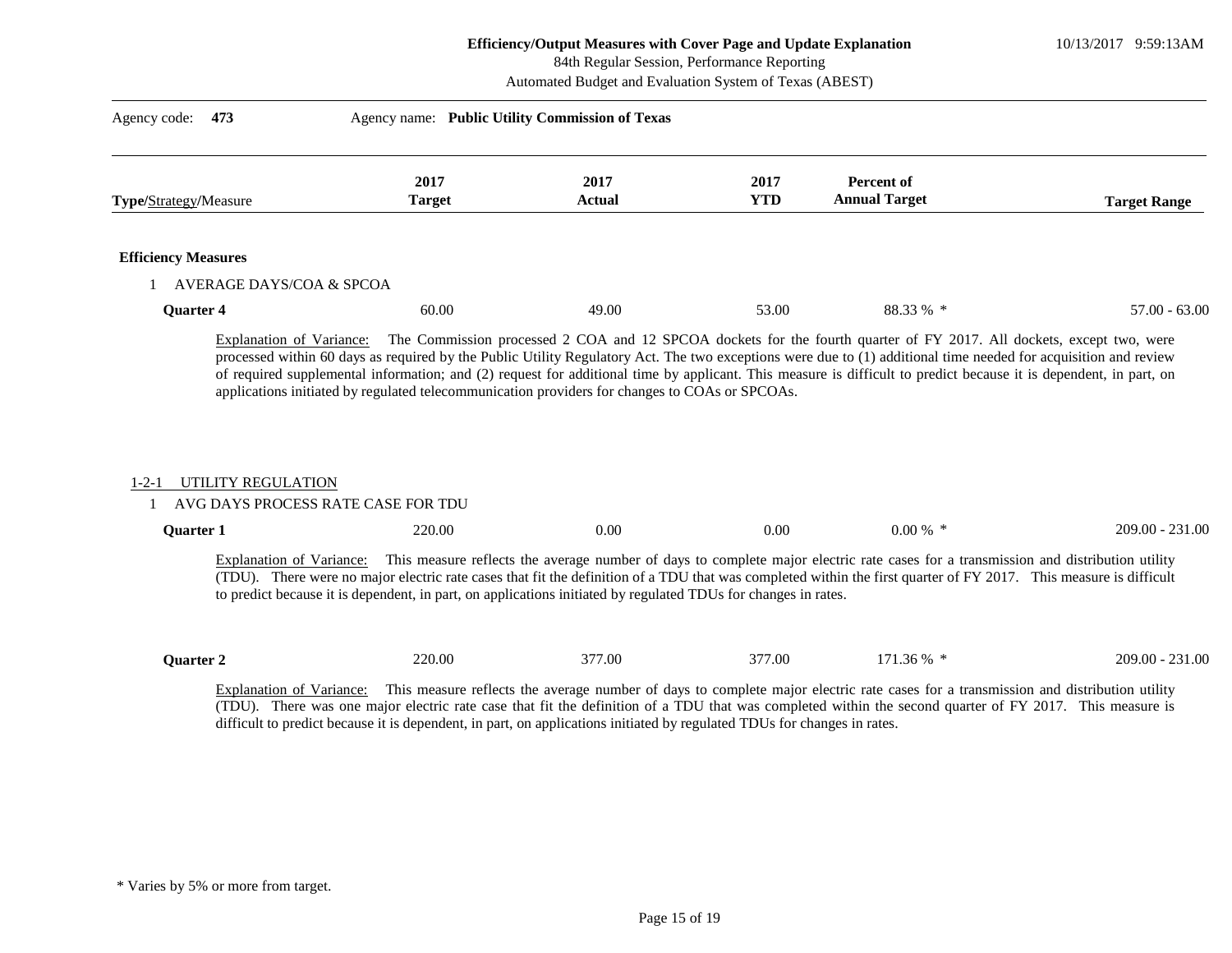**Efficiency/Output Measures with Cover Page and Update Explanation**
84th Regular Session, Performance Reporting
Automated Budget and Evaluation System of Texas (ABEST)

10/13/2017 9:59:13AM

Agency code: **473** Agency name: **Public Utility Commission of Texas**

| Type/Strategy/Measure | 2017 Target | 2017 Actual | 2017 YTD | Percent of Annual Target | Target Range |
|---|---|---|---|---|---|
| **Efficiency Measures** | | | | | |
| 1 AVERAGE DAYS/COA & SPCOA | | | | | |
| **Quarter 4** | 60.00 | 49.00 | 53.00 | 88.33 % * | 57.00 - 63.00 |

Explanation of Variance: The Commission processed 2 COA and 12 SPCOA dockets for the fourth quarter of FY 2017. All dockets, except two, were processed within 60 days as required by the Public Utility Regulatory Act. The two exceptions were due to (1) additional time needed for acquisition and review of required supplemental information; and (2) request for additional time by applicant. This measure is difficult to predict because it is dependent, in part, on applications initiated by regulated telecommunication providers for changes to COAs or SPCOAs.

1-2-1 UTILITY REGULATION

1 AVG DAYS PROCESS RATE CASE FOR TDU

| Type/Strategy/Measure | 2017 Target | 2017 Actual | 2017 YTD | Percent of Annual Target | Target Range |
|---|---|---|---|---|---|
| **Quarter 1** | 220.00 | 0.00 | 0.00 | 0.00 % * | 209.00 - 231.00 |

Explanation of Variance: This measure reflects the average number of days to complete major electric rate cases for a transmission and distribution utility (TDU). There were no major electric rate cases that fit the definition of a TDU that was completed within the first quarter of FY 2017. This measure is difficult to predict because it is dependent, in part, on applications initiated by regulated TDUs for changes in rates.

| Type/Strategy/Measure | 2017 Target | 2017 Actual | 2017 YTD | Percent of Annual Target | Target Range |
|---|---|---|---|---|---|
| **Quarter 2** | 220.00 | 377.00 | 377.00 | 171.36 % * | 209.00 - 231.00 |

Explanation of Variance: This measure reflects the average number of days to complete major electric rate cases for a transmission and distribution utility (TDU). There was one major electric rate case that fit the definition of a TDU that was completed within the second quarter of FY 2017. This measure is difficult to predict because it is dependent, in part, on applications initiated by regulated TDUs for changes in rates.

* Varies by 5% or more from target.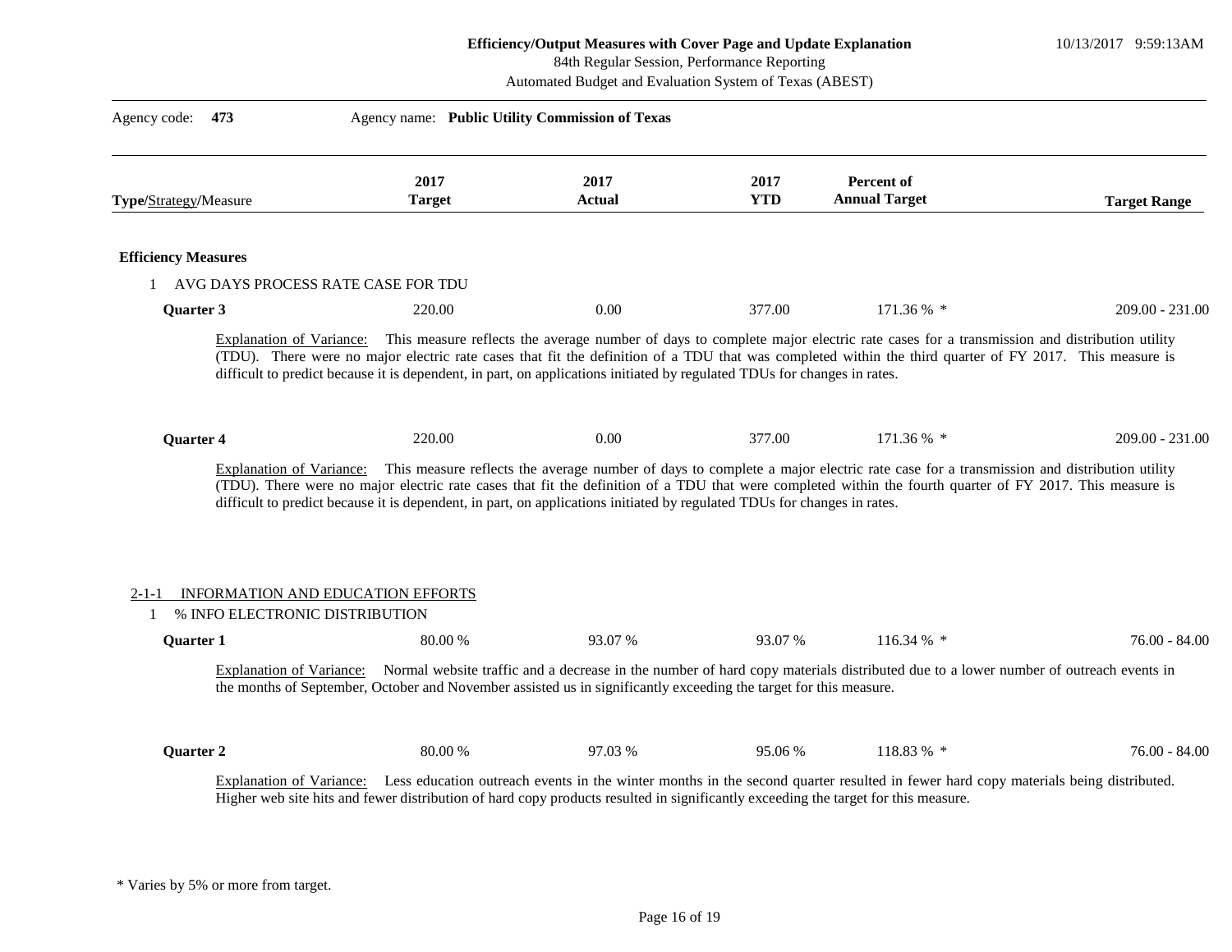**Efficiency/Output Measures with Cover Page and Update Explanation**
84th Regular Session, Performance Reporting
Automated Budget and Evaluation System of Texas (ABEST)

10/13/2017 9:59:13AM

Agency code: **473** Agency name: **Public Utility Commission of Texas**

| **Type**/Strategy/Measure | 2017 Target | 2017 Actual | 2017 YTD | Percent of Annual Target | Target Range |
|---|---|---|---|---|---|
| **Efficiency Measures** | | | | | |
| 1 AVG DAYS PROCESS RATE CASE FOR TDU | | | | | |
| **Quarter 3** | 220.00 | 0.00 | 377.00 | 171.36 % * | 209.00 - 231.00 |

Explanation of Variance: This measure reflects the average number of days to complete major electric rate cases for a transmission and distribution utility (TDU). There were no major electric rate cases that fit the definition of a TDU that was completed within the third quarter of FY 2017. This measure is difficult to predict because it is dependent, in part, on applications initiated by regulated TDUs for changes in rates.

| | | | | | |
|---|---|---|---|---|---|
| **Quarter 4** | 220.00 | 0.00 | 377.00 | 171.36 % * | 209.00 - 231.00 |

Explanation of Variance: This measure reflects the average number of days to complete a major electric rate case for a transmission and distribution utility (TDU). There were no major electric rate cases that fit the definition of a TDU that were completed within the fourth quarter of FY 2017. This measure is difficult to predict because it is dependent, in part, on applications initiated by regulated TDUs for changes in rates.

2-1-1 INFORMATION AND EDUCATION EFFORTS

1 % INFO ELECTRONIC DISTRIBUTION

| | | | | | |
|---|---|---|---|---|---|
| **Quarter 1** | 80.00 % | 93.07 % | 93.07 % | 116.34 % * | 76.00 - 84.00 |

Explanation of Variance: Normal website traffic and a decrease in the number of hard copy materials distributed due to a lower number of outreach events in the months of September, October and November assisted us in significantly exceeding the target for this measure.

| | | | | | |
|---|---|---|---|---|---|
| **Quarter 2** | 80.00 % | 97.03 % | 95.06 % | 118.83 % * | 76.00 - 84.00 |

Explanation of Variance: Less education outreach events in the winter months in the second quarter resulted in fewer hard copy materials being distributed. Higher web site hits and fewer distribution of hard copy products resulted in significantly exceeding the target for this measure.

* Varies by 5% or more from target.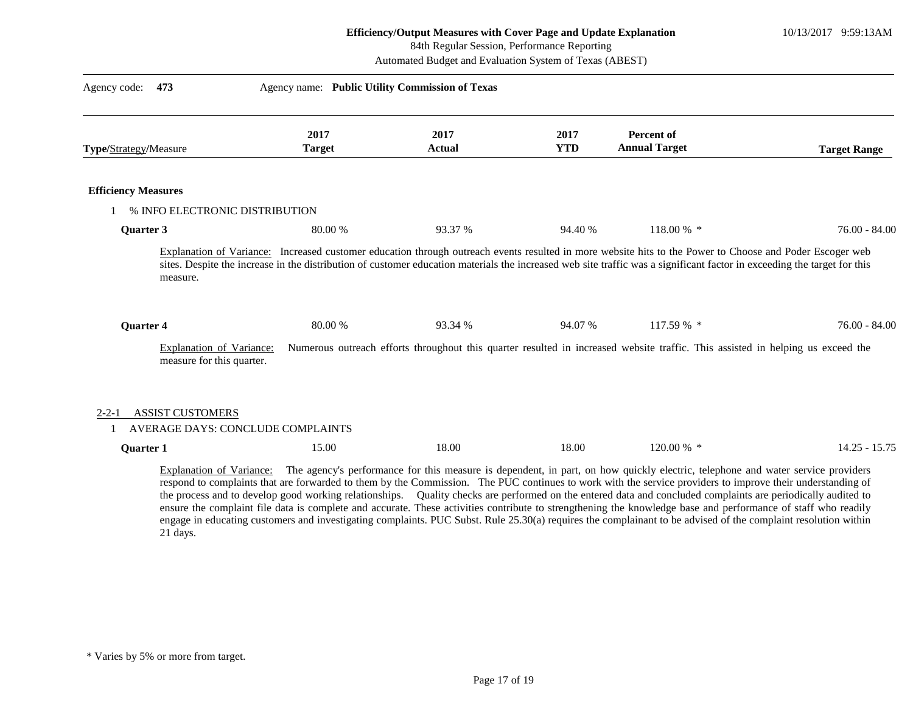**Efficiency/Output Measures with Cover Page and Update Explanation**
84th Regular Session, Performance Reporting
Automated Budget and Evaluation System of Texas (ABEST)

10/13/2017 9:59:13AM

Agency code: **473** Agency name: **Public Utility Commission of Texas**

| **Type**/Strategy/Measure | 2017 Target | 2017 Actual | 2017 YTD | Percent of Annual Target | Target Range |
|---|---|---|---|---|---|

**Efficiency Measures**

1 % INFO ELECTRONIC DISTRIBUTION

| | 2017 Target | 2017 Actual | 2017 YTD | Percent of Annual Target | Target Range |
|---|---|---|---|---|---|
| **Quarter 3** | 80.00 % | 93.37 % | 94.40 % | 118.00 % * | 76.00 - 84.00 |

Explanation of Variance: Increased customer education through outreach events resulted in more website hits to the Power to Choose and Poder Escoger web sites. Despite the increase in the distribution of customer education materials the increased web site traffic was a significant factor in exceeding the target for this measure.

| | 2017 Target | 2017 Actual | 2017 YTD | Percent of Annual Target | Target Range |
|---|---|---|---|---|---|
| **Quarter 4** | 80.00 % | 93.34 % | 94.07 % | 117.59 % * | 76.00 - 84.00 |

Explanation of Variance: Numerous outreach efforts throughout this quarter resulted in increased website traffic. This assisted in helping us exceed the measure for this quarter.

2-2-1 ASSIST CUSTOMERS

1 AVERAGE DAYS: CONCLUDE COMPLAINTS

| | 2017 Target | 2017 Actual | 2017 YTD | Percent of Annual Target | Target Range |
|---|---|---|---|---|---|
| **Quarter 1** | 15.00 | 18.00 | 18.00 | 120.00 % * | 14.25 - 15.75 |

Explanation of Variance: The agency's performance for this measure is dependent, in part, on how quickly electric, telephone and water service providers respond to complaints that are forwarded to them by the Commission. The PUC continues to work with the service providers to improve their understanding of the process and to develop good working relationships. Quality checks are performed on the entered data and concluded complaints are periodically audited to ensure the complaint file data is complete and accurate. These activities contribute to strengthening the knowledge base and performance of staff who readily engage in educating customers and investigating complaints. PUC Subst. Rule 25.30(a) requires the complainant to be advised of the complaint resolution within 21 days.

\* Varies by 5% or more from target.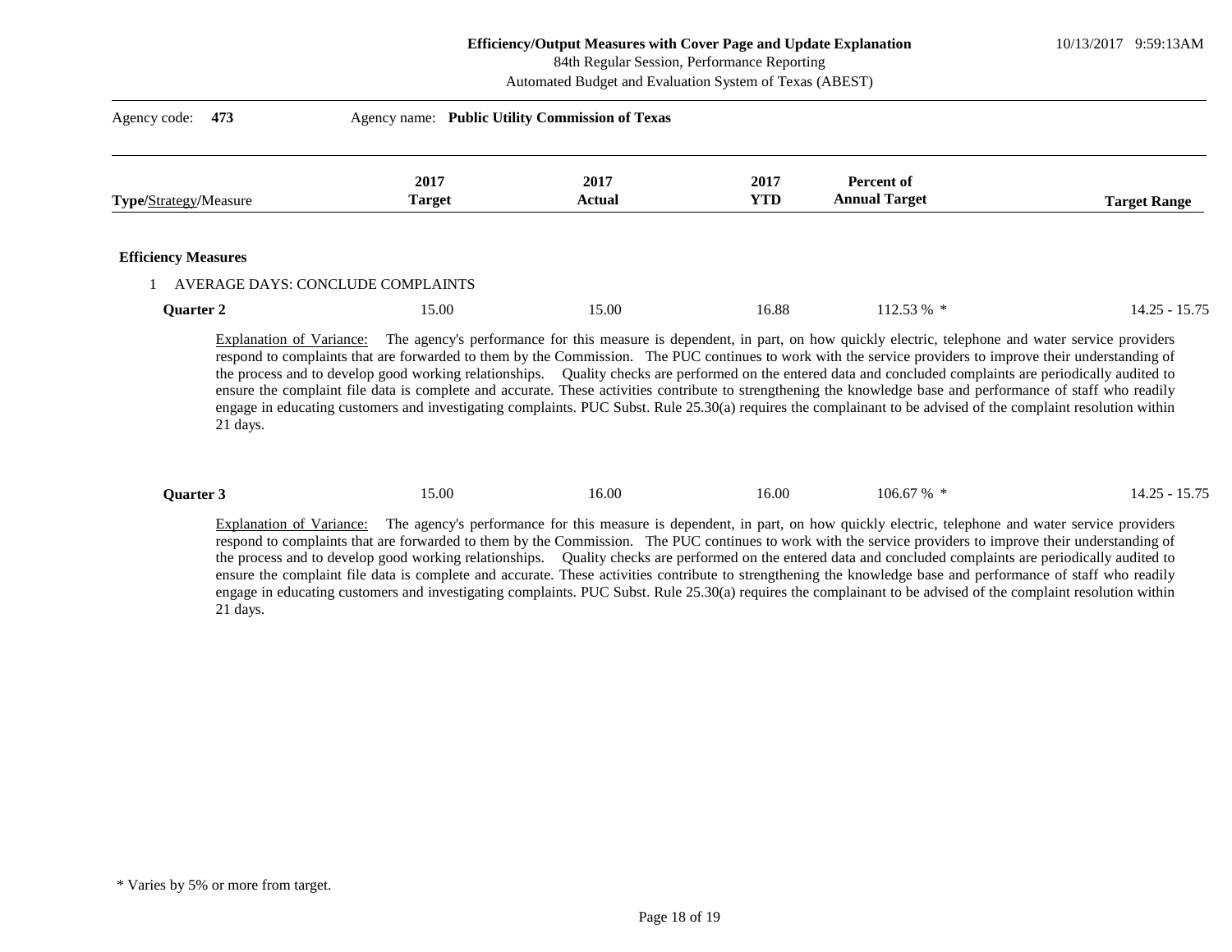**Efficiency/Output Measures with Cover Page and Update Explanation**

84th Regular Session, Performance Reporting

Automated Budget and Evaluation System of Texas (ABEST)

10/13/2017 9:59:13AM

Agency code: **473** Agency name: **Public Utility Commission of Texas**

| **Type**/Strategy/Measure | 2017 Target | 2017 Actual | 2017 YTD | Percent of Annual Target | Target Range |
|---|---|---|---|---|---|

**Efficiency Measures**

1 AVERAGE DAYS: CONCLUDE COMPLAINTS

| | 2017 Target | 2017 Actual | 2017 YTD | Percent of Annual Target | Target Range |
|---|---|---|---|---|---|
| **Quarter 2** | 15.00 | 15.00 | 16.88 | 112.53 % * | 14.25 - 15.75 |

Explanation of Variance: The agency's performance for this measure is dependent, in part, on how quickly electric, telephone and water service providers respond to complaints that are forwarded to them by the Commission. The PUC continues to work with the service providers to improve their understanding of the process and to develop good working relationships. Quality checks are performed on the entered data and concluded complaints are periodically audited to ensure the complaint file data is complete and accurate. These activities contribute to strengthening the knowledge base and performance of staff who readily engage in educating customers and investigating complaints. PUC Subst. Rule 25.30(a) requires the complainant to be advised of the complaint resolution within 21 days.

| | 2017 Target | 2017 Actual | 2017 YTD | Percent of Annual Target | Target Range |
|---|---|---|---|---|---|
| **Quarter 3** | 15.00 | 16.00 | 16.00 | 106.67 % * | 14.25 - 15.75 |

Explanation of Variance: The agency's performance for this measure is dependent, in part, on how quickly electric, telephone and water service providers respond to complaints that are forwarded to them by the Commission. The PUC continues to work with the service providers to improve their understanding of the process and to develop good working relationships. Quality checks are performed on the entered data and concluded complaints are periodically audited to ensure the complaint file data is complete and accurate. These activities contribute to strengthening the knowledge base and performance of staff who readily engage in educating customers and investigating complaints. PUC Subst. Rule 25.30(a) requires the complainant to be advised of the complaint resolution within 21 days.

* Varies by 5% or more from target.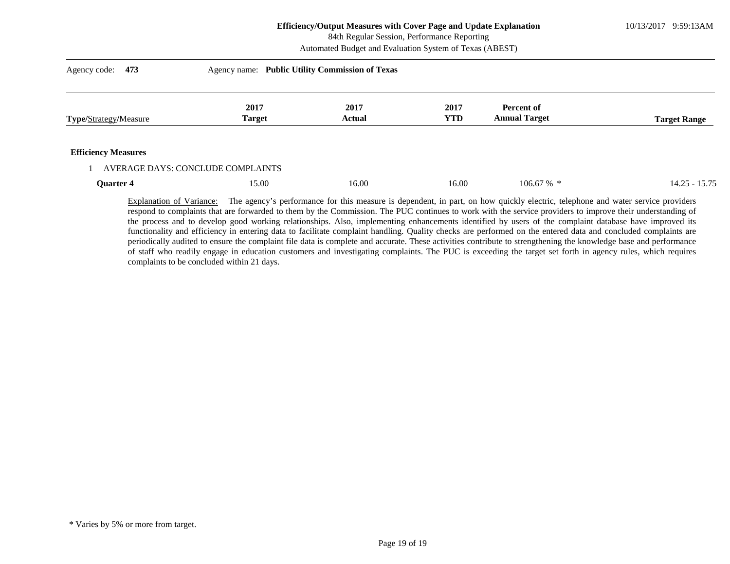**Efficiency/Output Measures with Cover Page and Update Explanation**
84th Regular Session, Performance Reporting
Automated Budget and Evaluation System of Texas (ABEST)

10/13/2017 9:59:13AM

Agency code: **473** Agency name: **Public Utility Commission of Texas**

| **Type**/Strategy/Measure | **2017 Target** | **2017 Actual** | **2017 YTD** | **Percent of Annual Target** | **Target Range** |
|---|---|---|---|---|---|
| **Efficiency Measures** | | | | | |
| 1 AVERAGE DAYS: CONCLUDE COMPLAINTS | | | | | |
| **Quarter 4** | 15.00 | 16.00 | 16.00 | 106.67 % * | 14.25 - 15.75 |

Explanation of Variance: The agency's performance for this measure is dependent, in part, on how quickly electric, telephone and water service providers respond to complaints that are forwarded to them by the Commission. The PUC continues to work with the service providers to improve their understanding of the process and to develop good working relationships. Also, implementing enhancements identified by users of the complaint database have improved its functionality and efficiency in entering data to facilitate complaint handling. Quality checks are performed on the entered data and concluded complaints are periodically audited to ensure the complaint file data is complete and accurate. These activities contribute to strengthening the knowledge base and performance of staff who readily engage in education customers and investigating complaints. The PUC is exceeding the target set forth in agency rules, which requires complaints to be concluded within 21 days.

* Varies by 5% or more from target.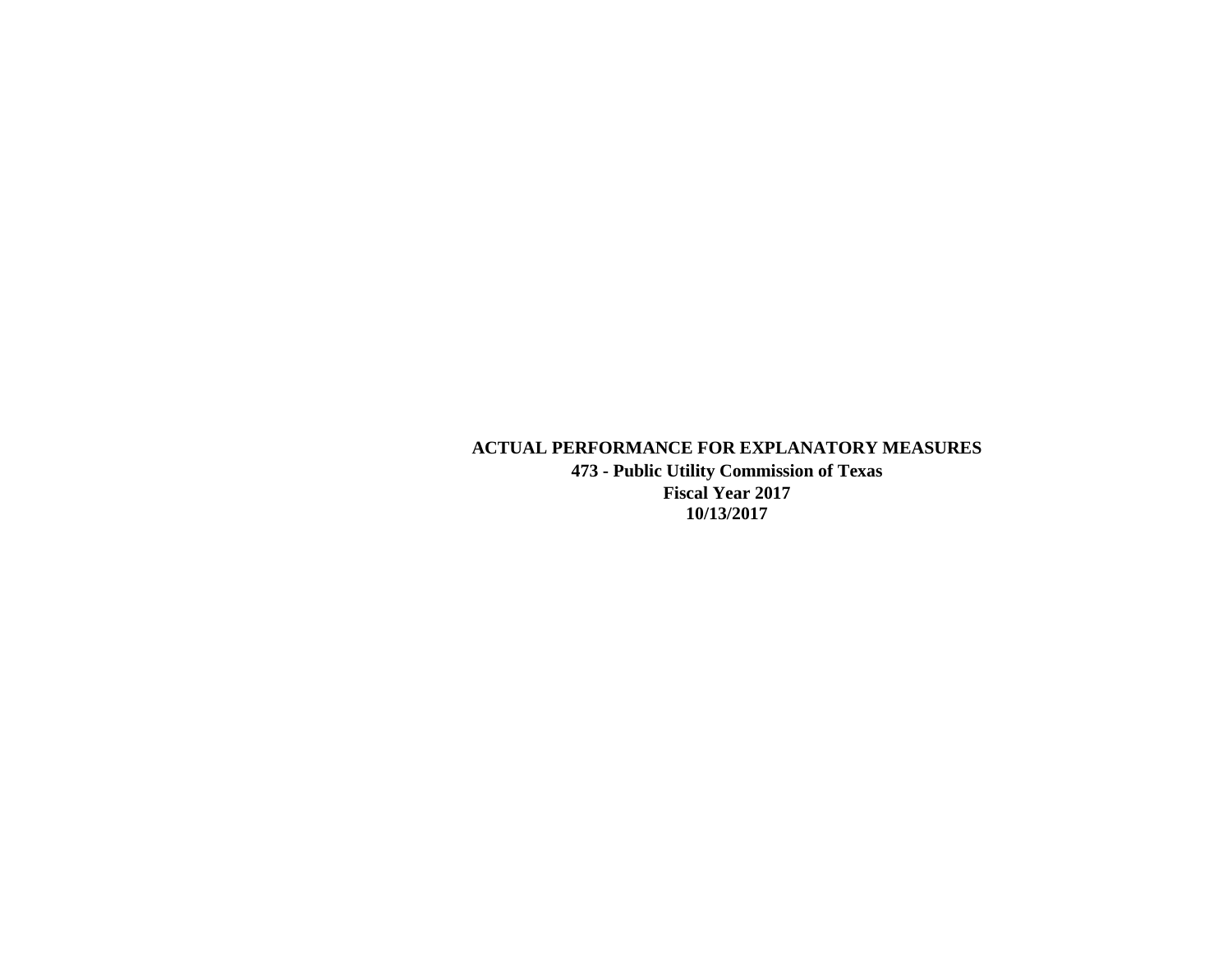# ACTUAL PERFORMANCE FOR EXPLANATORY MEASURES

**473 - Public Utility Commission of Texas**

**Fiscal Year 2017**

**10/13/2017**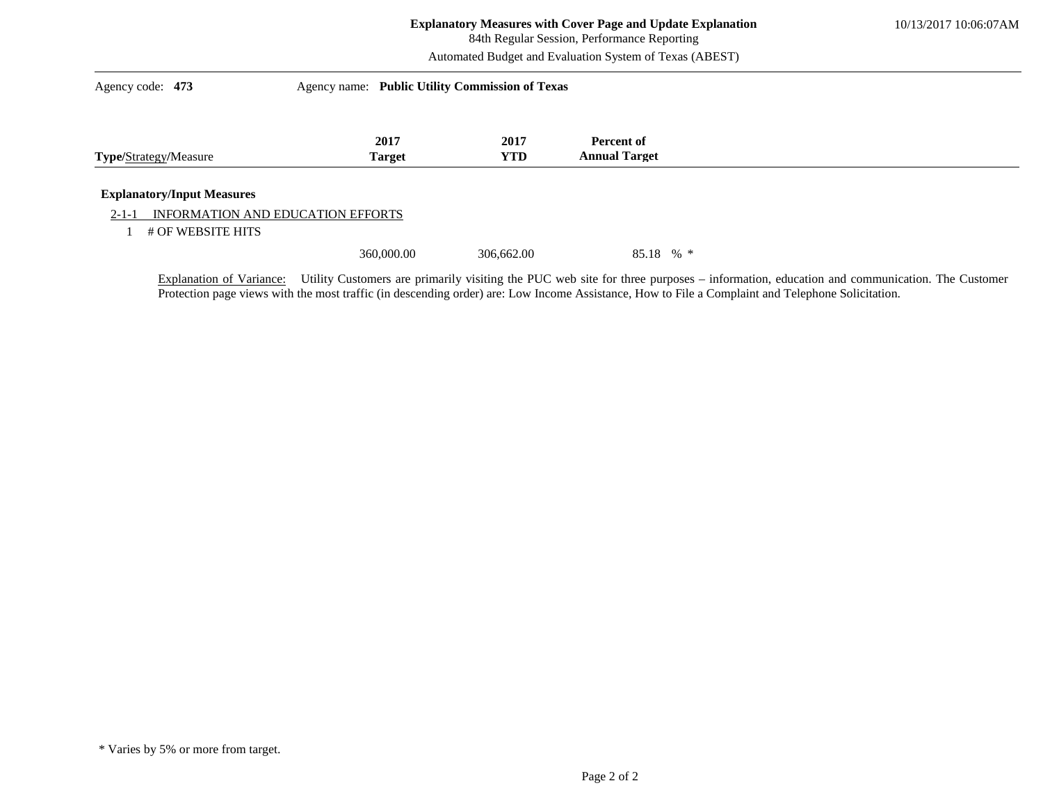**Explanatory Measures with Cover Page and Update Explanation**
84th Regular Session, Performance Reporting
Automated Budget and Evaluation System of Texas (ABEST)

10/13/2017 10:06:07AM

Agency code: **473** Agency name: **Public Utility Commission of Texas**

| **Type**/Strategy/Measure | **2017 Target** | **2017 YTD** | **Percent of Annual Target** |
| --- | --- | --- | --- |
| **Explanatory/Input Measures** | | | |
| 2-1-1 INFORMATION AND EDUCATION EFFORTS | | | |
| 1 # OF WEBSITE HITS | | | |
| | 360,000.00 | 306,662.00 | 85.18 % * |

Explanation of Variance: Utility Customers are primarily visiting the PUC web site for three purposes – information, education and communication. The Customer Protection page views with the most traffic (in descending order) are: Low Income Assistance, How to File a Complaint and Telephone Solicitation.

* Varies by 5% or more from target.